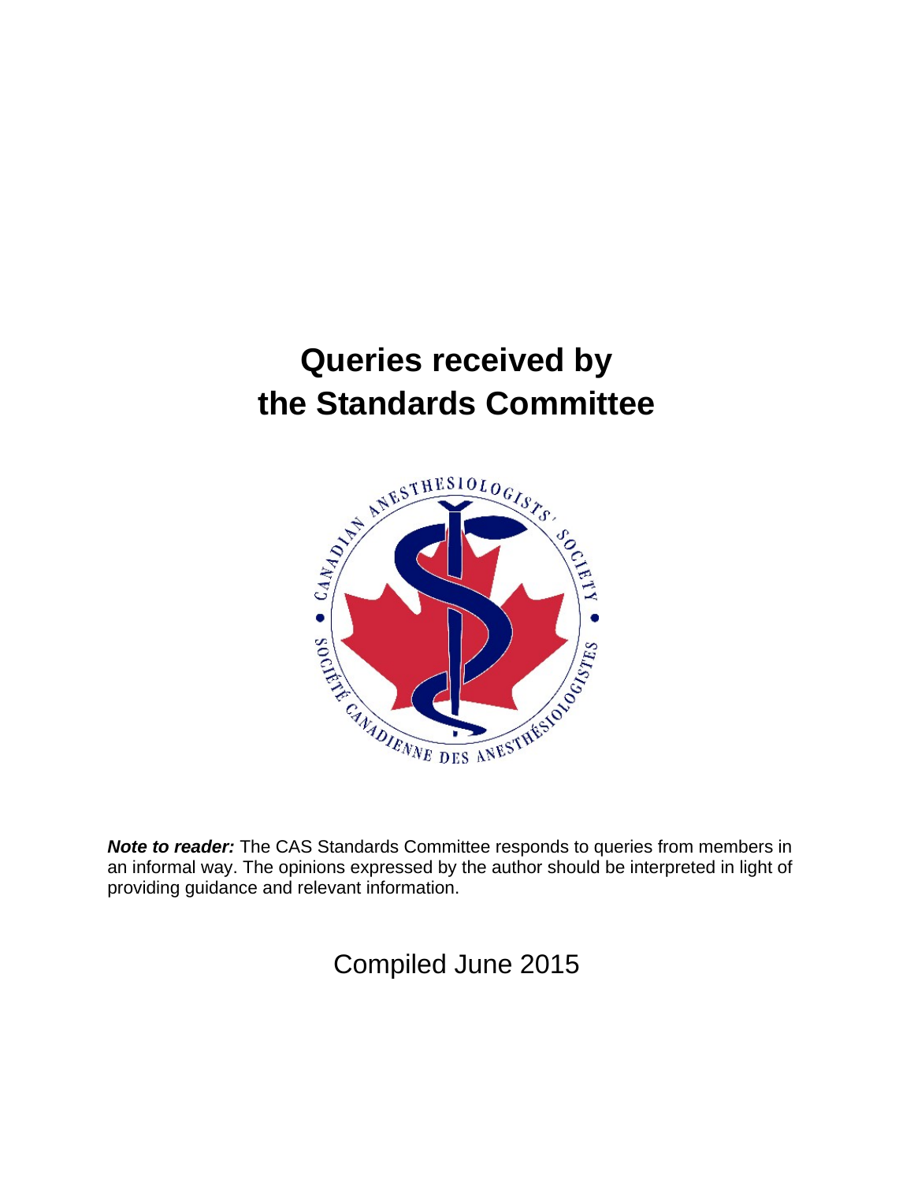# Queries received by the Standards Committee

***Note to reader:*** The CAS Standards Committee responds to queries from members in an informal way. The opinions expressed by the author should be interpreted in light of providing guidance and relevant information.

Compiled June 2015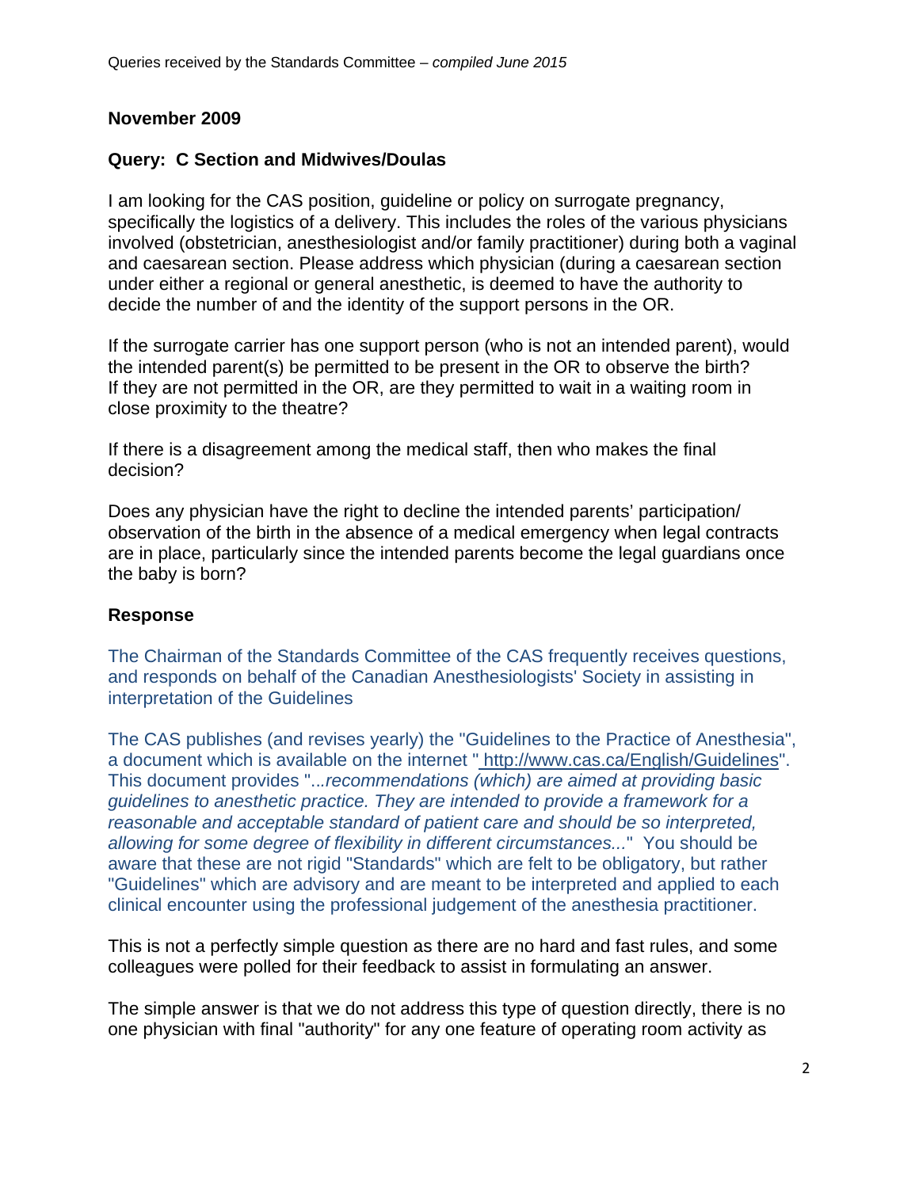## November 2009

### Query: C Section and Midwives/Doulas

I am looking for the CAS position, guideline or policy on surrogate pregnancy, specifically the logistics of a delivery. This includes the roles of the various physicians involved (obstetrician, anesthesiologist and/or family practitioner) during both a vaginal and caesarean section. Please address which physician (during a caesarean section under either a regional or general anesthetic, is deemed to have the authority to decide the number of and the identity of the support persons in the OR.

If the surrogate carrier has one support person (who is not an intended parent), would the intended parent(s) be permitted to be present in the OR to observe the birth? If they are not permitted in the OR, are they permitted to wait in a waiting room in close proximity to the theatre?

If there is a disagreement among the medical staff, then who makes the final decision?

Does any physician have the right to decline the intended parents' participation/ observation of the birth in the absence of a medical emergency when legal contracts are in place, particularly since the intended parents become the legal guardians once the baby is born?

### Response

The Chairman of the Standards Committee of the CAS frequently receives questions, and responds on behalf of the Canadian Anesthesiologists' Society in assisting in interpretation of the Guidelines

The CAS publishes (and revises yearly) the "Guidelines to the Practice of Anesthesia", a document which is available on the internet " http://www.cas.ca/English/Guidelines". This document provides "...*recommendations (which) are aimed at providing basic guidelines to anesthetic practice. They are intended to provide a framework for a reasonable and acceptable standard of patient care and should be so interpreted, allowing for some degree of flexibility in different circumstances...*" You should be aware that these are not rigid "Standards" which are felt to be obligatory, but rather "Guidelines" which are advisory and are meant to be interpreted and applied to each clinical encounter using the professional judgement of the anesthesia practitioner.

This is not a perfectly simple question as there are no hard and fast rules, and some colleagues were polled for their feedback to assist in formulating an answer.

The simple answer is that we do not address this type of question directly, there is no one physician with final "authority" for any one feature of operating room activity as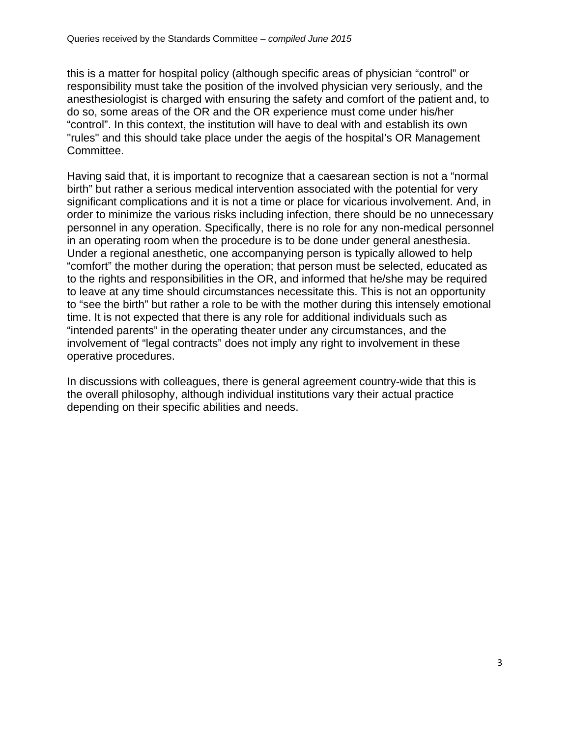this is a matter for hospital policy (although specific areas of physician “control” or responsibility must take the position of the involved physician very seriously, and the anesthesiologist is charged with ensuring the safety and comfort of the patient and, to do so, some areas of the OR and the OR experience must come under his/her “control”. In this context, the institution will have to deal with and establish its own "rules" and this should take place under the aegis of the hospital’s OR Management Committee.

Having said that, it is important to recognize that a caesarean section is not a “normal birth” but rather a serious medical intervention associated with the potential for very significant complications and it is not a time or place for vicarious involvement. And, in order to minimize the various risks including infection, there should be no unnecessary personnel in any operation. Specifically, there is no role for any non-medical personnel in an operating room when the procedure is to be done under general anesthesia. Under a regional anesthetic, one accompanying person is typically allowed to help “comfort” the mother during the operation; that person must be selected, educated as to the rights and responsibilities in the OR, and informed that he/she may be required to leave at any time should circumstances necessitate this. This is not an opportunity to “see the birth” but rather a role to be with the mother during this intensely emotional time. It is not expected that there is any role for additional individuals such as “intended parents” in the operating theater under any circumstances, and the involvement of “legal contracts” does not imply any right to involvement in these operative procedures.

In discussions with colleagues, there is general agreement country-wide that this is the overall philosophy, although individual institutions vary their actual practice depending on their specific abilities and needs.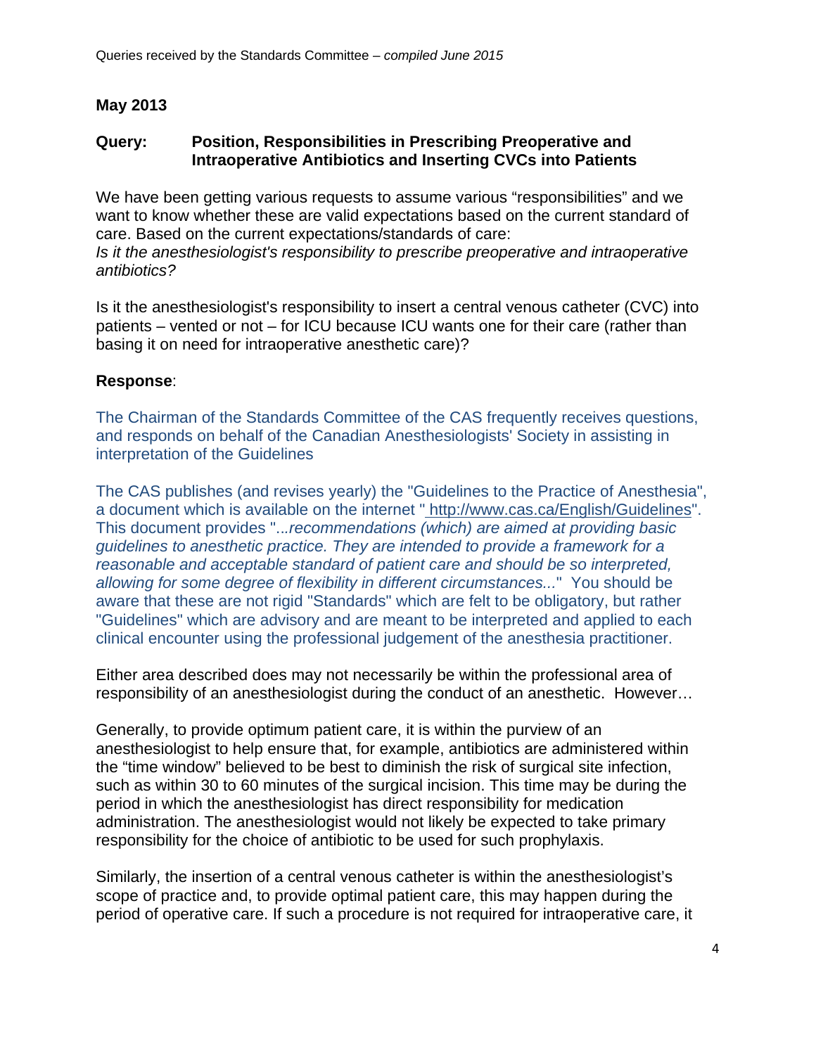## May 2013

### Query: Position, Responsibilities in Prescribing Preoperative and Intraoperative Antibiotics and Inserting CVCs into Patients

We have been getting various requests to assume various "responsibilities" and we want to know whether these are valid expectations based on the current standard of care. Based on the current expectations/standards of care:
*Is it the anesthesiologist's responsibility to prescribe preoperative and intraoperative antibiotics?*

Is it the anesthesiologist's responsibility to insert a central venous catheter (CVC) into patients – vented or not – for ICU because ICU wants one for their care (rather than basing it on need for intraoperative anesthetic care)?

**Response**:

The Chairman of the Standards Committee of the CAS frequently receives questions, and responds on behalf of the Canadian Anesthesiologists' Society in assisting in interpretation of the Guidelines

The CAS publishes (and revises yearly) the "Guidelines to the Practice of Anesthesia", a document which is available on the internet " http://www.cas.ca/English/Guidelines". This document provides "...*recommendations (which) are aimed at providing basic guidelines to anesthetic practice. They are intended to provide a framework for a reasonable and acceptable standard of patient care and should be so interpreted, allowing for some degree of flexibility in different circumstances...*" You should be aware that these are not rigid "Standards" which are felt to be obligatory, but rather "Guidelines" which are advisory and are meant to be interpreted and applied to each clinical encounter using the professional judgement of the anesthesia practitioner.

Either area described does may not necessarily be within the professional area of responsibility of an anesthesiologist during the conduct of an anesthetic. However…

Generally, to provide optimum patient care, it is within the purview of an anesthesiologist to help ensure that, for example, antibiotics are administered within the "time window" believed to be best to diminish the risk of surgical site infection, such as within 30 to 60 minutes of the surgical incision. This time may be during the period in which the anesthesiologist has direct responsibility for medication administration. The anesthesiologist would not likely be expected to take primary responsibility for the choice of antibiotic to be used for such prophylaxis.

Similarly, the insertion of a central venous catheter is within the anesthesiologist's scope of practice and, to provide optimal patient care, this may happen during the period of operative care. If such a procedure is not required for intraoperative care, it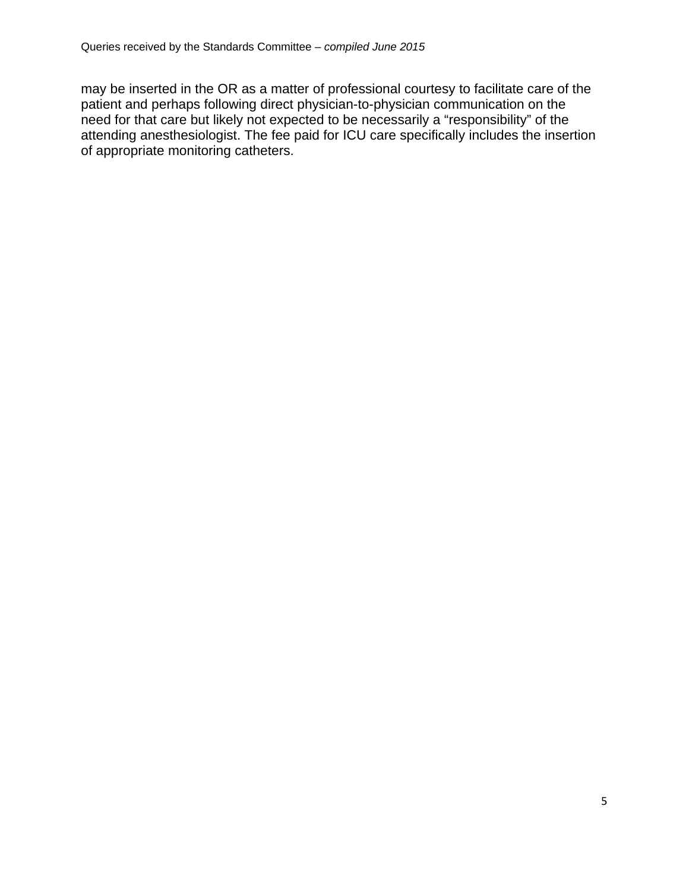may be inserted in the OR as a matter of professional courtesy to facilitate care of the patient and perhaps following direct physician-to-physician communication on the need for that care but likely not expected to be necessarily a "responsibility" of the attending anesthesiologist. The fee paid for ICU care specifically includes the insertion of appropriate monitoring catheters.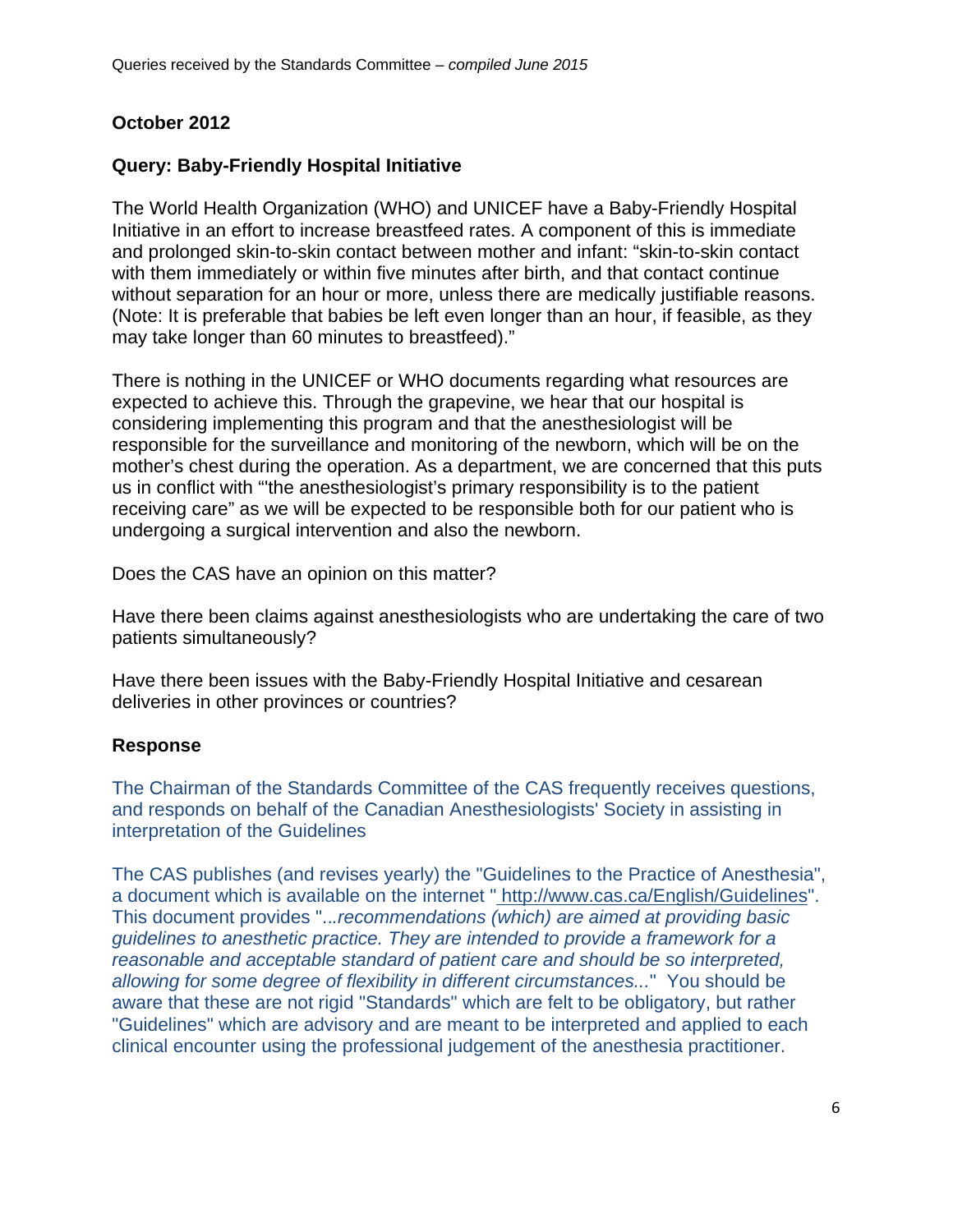## October 2012

### Query: Baby-Friendly Hospital Initiative

The World Health Organization (WHO) and UNICEF have a Baby-Friendly Hospital Initiative in an effort to increase breastfeed rates. A component of this is immediate and prolonged skin-to-skin contact between mother and infant: "skin-to-skin contact with them immediately or within five minutes after birth, and that contact continue without separation for an hour or more, unless there are medically justifiable reasons. (Note: It is preferable that babies be left even longer than an hour, if feasible, as they may take longer than 60 minutes to breastfeed)."

There is nothing in the UNICEF or WHO documents regarding what resources are expected to achieve this. Through the grapevine, we hear that our hospital is considering implementing this program and that the anesthesiologist will be responsible for the surveillance and monitoring of the newborn, which will be on the mother's chest during the operation. As a department, we are concerned that this puts us in conflict with "'the anesthesiologist's primary responsibility is to the patient receiving care" as we will be expected to be responsible both for our patient who is undergoing a surgical intervention and also the newborn.

Does the CAS have an opinion on this matter?

Have there been claims against anesthesiologists who are undertaking the care of two patients simultaneously?

Have there been issues with the Baby-Friendly Hospital Initiative and cesarean deliveries in other provinces or countries?

### Response

The Chairman of the Standards Committee of the CAS frequently receives questions, and responds on behalf of the Canadian Anesthesiologists' Society in assisting in interpretation of the Guidelines

The CAS publishes (and revises yearly) the "Guidelines to the Practice of Anesthesia", a document which is available on the internet " http://www.cas.ca/English/Guidelines". This document provides "...*recommendations (which) are aimed at providing basic guidelines to anesthetic practice. They are intended to provide a framework for a reasonable and acceptable standard of patient care and should be so interpreted, allowing for some degree of flexibility in different circumstances...*" You should be aware that these are not rigid "Standards" which are felt to be obligatory, but rather "Guidelines" which are advisory and are meant to be interpreted and applied to each clinical encounter using the professional judgement of the anesthesia practitioner.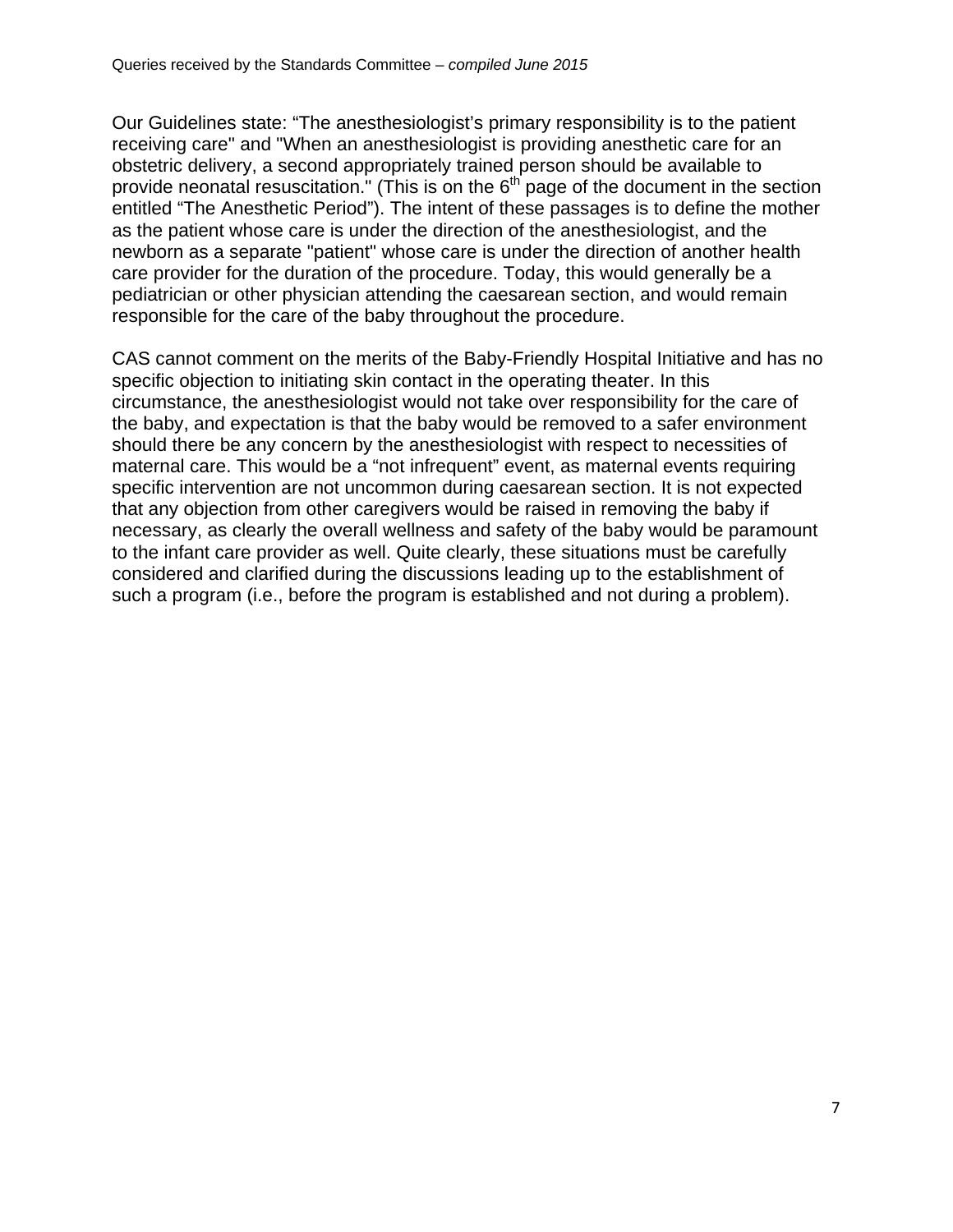Our Guidelines state: “The anesthesiologist’s primary responsibility is to the patient receiving care" and "When an anesthesiologist is providing anesthetic care for an obstetric delivery, a second appropriately trained person should be available to provide neonatal resuscitation." (This is on the 6th page of the document in the section entitled “The Anesthetic Period”). The intent of these passages is to define the mother as the patient whose care is under the direction of the anesthesiologist, and the newborn as a separate "patient" whose care is under the direction of another health care provider for the duration of the procedure. Today, this would generally be a pediatrician or other physician attending the caesarean section, and would remain responsible for the care of the baby throughout the procedure.

CAS cannot comment on the merits of the Baby-Friendly Hospital Initiative and has no specific objection to initiating skin contact in the operating theater. In this circumstance, the anesthesiologist would not take over responsibility for the care of the baby, and expectation is that the baby would be removed to a safer environment should there be any concern by the anesthesiologist with respect to necessities of maternal care. This would be a “not infrequent” event, as maternal events requiring specific intervention are not uncommon during caesarean section. It is not expected that any objection from other caregivers would be raised in removing the baby if necessary, as clearly the overall wellness and safety of the baby would be paramount to the infant care provider as well. Quite clearly, these situations must be carefully considered and clarified during the discussions leading up to the establishment of such a program (i.e., before the program is established and not during a problem).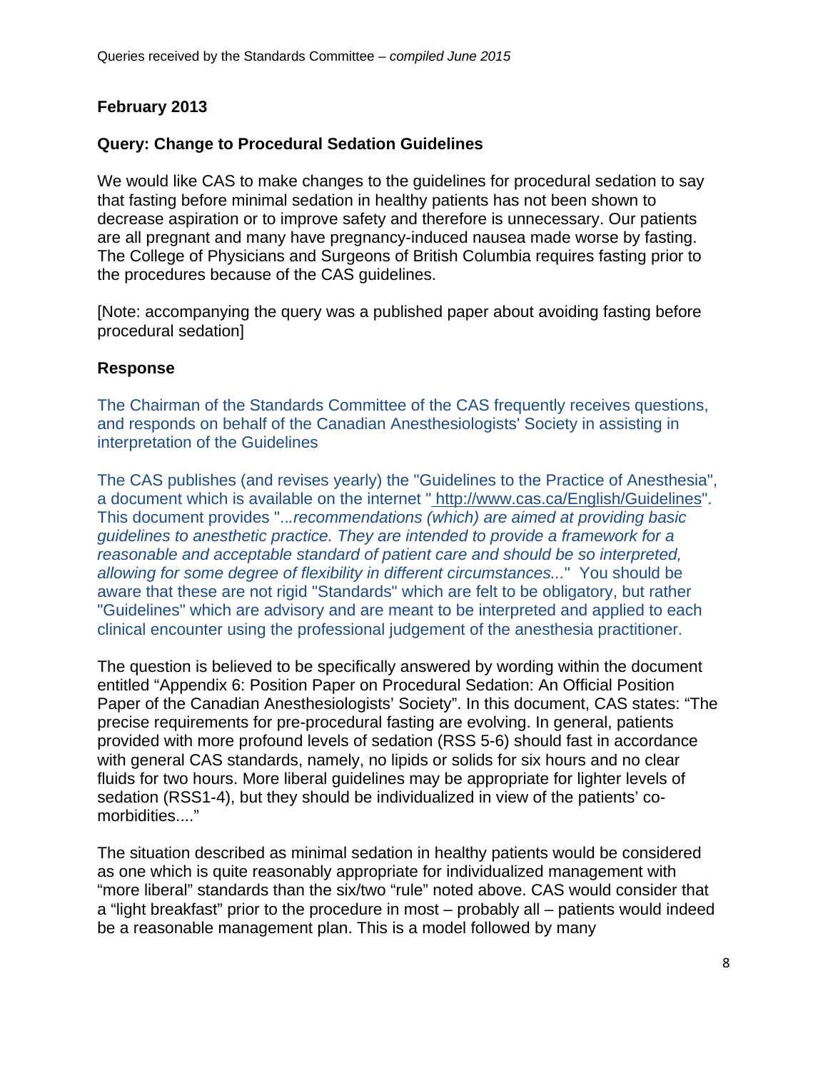## February 2013

### Query: Change to Procedural Sedation Guidelines

We would like CAS to make changes to the guidelines for procedural sedation to say that fasting before minimal sedation in healthy patients has not been shown to decrease aspiration or to improve safety and therefore is unnecessary. Our patients are all pregnant and many have pregnancy-induced nausea made worse by fasting. The College of Physicians and Surgeons of British Columbia requires fasting prior to the procedures because of the CAS guidelines.

[Note: accompanying the query was a published paper about avoiding fasting before procedural sedation]

### Response

The Chairman of the Standards Committee of the CAS frequently receives questions, and responds on behalf of the Canadian Anesthesiologists' Society in assisting in interpretation of the Guidelines

The CAS publishes (and revises yearly) the "Guidelines to the Practice of Anesthesia", a document which is available on the internet " http://www.cas.ca/English/Guidelines". This document provides "...*recommendations (which) are aimed at providing basic guidelines to anesthetic practice. They are intended to provide a framework for a reasonable and acceptable standard of patient care and should be so interpreted, allowing for some degree of flexibility in different circumstances...*" You should be aware that these are not rigid "Standards" which are felt to be obligatory, but rather "Guidelines" which are advisory and are meant to be interpreted and applied to each clinical encounter using the professional judgement of the anesthesia practitioner.

The question is believed to be specifically answered by wording within the document entitled "Appendix 6: Position Paper on Procedural Sedation: An Official Position Paper of the Canadian Anesthesiologists' Society". In this document, CAS states: "The precise requirements for pre-procedural fasting are evolving. In general, patients provided with more profound levels of sedation (RSS 5-6) should fast in accordance with general CAS standards, namely, no lipids or solids for six hours and no clear fluids for two hours. More liberal guidelines may be appropriate for lighter levels of sedation (RSS1-4), but they should be individualized in view of the patients' co-morbidities...."

The situation described as minimal sedation in healthy patients would be considered as one which is quite reasonably appropriate for individualized management with "more liberal" standards than the six/two "rule" noted above. CAS would consider that a "light breakfast" prior to the procedure in most – probably all – patients would indeed be a reasonable management plan. This is a model followed by many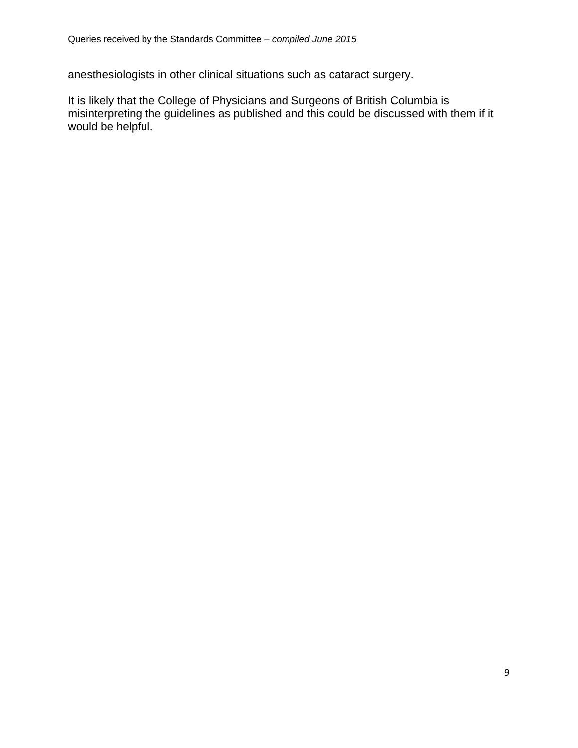anesthesiologists in other clinical situations such as cataract surgery.

It is likely that the College of Physicians and Surgeons of British Columbia is misinterpreting the guidelines as published and this could be discussed with them if it would be helpful.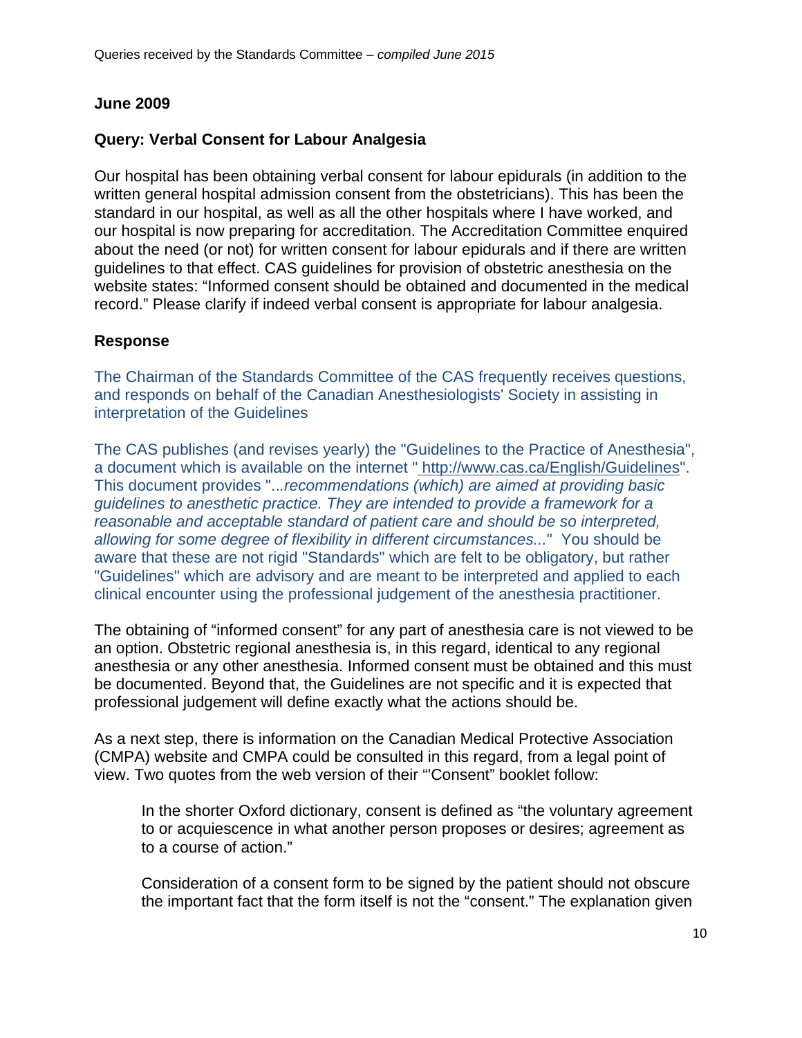**June 2009**

**Query: Verbal Consent for Labour Analgesia**

Our hospital has been obtaining verbal consent for labour epidurals (in addition to the written general hospital admission consent from the obstetricians). This has been the standard in our hospital, as well as all the other hospitals where I have worked, and our hospital is now preparing for accreditation. The Accreditation Committee enquired about the need (or not) for written consent for labour epidurals and if there are written guidelines to that effect. CAS guidelines for provision of obstetric anesthesia on the website states: "Informed consent should be obtained and documented in the medical record." Please clarify if indeed verbal consent is appropriate for labour analgesia.

**Response**

The Chairman of the Standards Committee of the CAS frequently receives questions, and responds on behalf of the Canadian Anesthesiologists' Society in assisting in interpretation of the Guidelines

The CAS publishes (and revises yearly) the "Guidelines to the Practice of Anesthesia", a document which is available on the internet " http://www.cas.ca/English/Guidelines". This document provides "...*recommendations (which) are aimed at providing basic guidelines to anesthetic practice. They are intended to provide a framework for a reasonable and acceptable standard of patient care and should be so interpreted, allowing for some degree of flexibility in different circumstances...*" You should be aware that these are not rigid "Standards" which are felt to be obligatory, but rather "Guidelines" which are advisory and are meant to be interpreted and applied to each clinical encounter using the professional judgement of the anesthesia practitioner.

The obtaining of "informed consent" for any part of anesthesia care is not viewed to be an option. Obstetric regional anesthesia is, in this regard, identical to any regional anesthesia or any other anesthesia. Informed consent must be obtained and this must be documented. Beyond that, the Guidelines are not specific and it is expected that professional judgement will define exactly what the actions should be.

As a next step, there is information on the Canadian Medical Protective Association (CMPA) website and CMPA could be consulted in this regard, from a legal point of view. Two quotes from the web version of their "'Consent" booklet follow:

> In the shorter Oxford dictionary, consent is defined as "the voluntary agreement to or acquiescence in what another person proposes or desires; agreement as to a course of action."
>
> Consideration of a consent form to be signed by the patient should not obscure the important fact that the form itself is not the "consent." The explanation given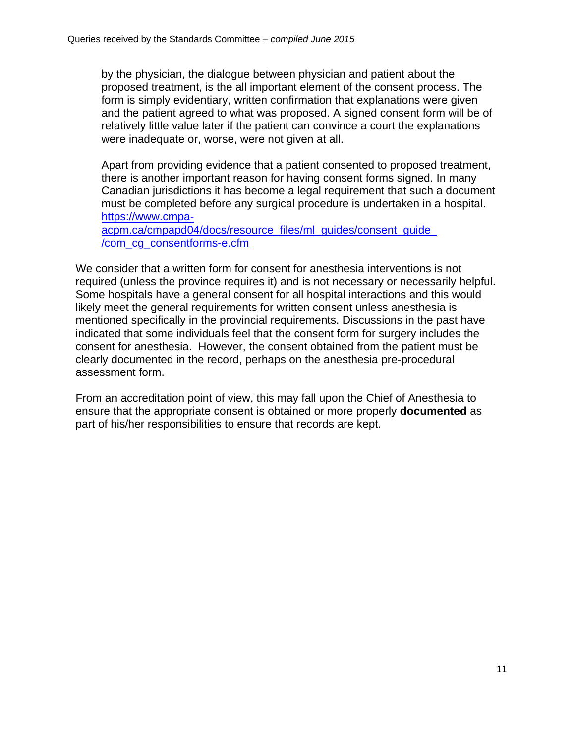by the physician, the dialogue between physician and patient about the proposed treatment, is the all important element of the consent process. The form is simply evidentiary, written confirmation that explanations were given and the patient agreed to what was proposed. A signed consent form will be of relatively little value later if the patient can convince a court the explanations were inadequate or, worse, were not given at all.

> Apart from providing evidence that a patient consented to proposed treatment, there is another important reason for having consent forms signed. In many Canadian jurisdictions it has become a legal requirement that such a document must be completed before any surgical procedure is undertaken in a hospital. https://www.cmpa-acpm.ca/cmpapd04/docs/resource_files/ml_guides/consent_guide/com_cg_consentforms-e.cfm

We consider that a written form for consent for anesthesia interventions is not required (unless the province requires it) and is not necessary or necessarily helpful. Some hospitals have a general consent for all hospital interactions and this would likely meet the general requirements for written consent unless anesthesia is mentioned specifically in the provincial requirements. Discussions in the past have indicated that some individuals feel that the consent form for surgery includes the consent for anesthesia. However, the consent obtained from the patient must be clearly documented in the record, perhaps on the anesthesia pre-procedural assessment form.

From an accreditation point of view, this may fall upon the Chief of Anesthesia to ensure that the appropriate consent is obtained or more properly **documented** as part of his/her responsibilities to ensure that records are kept.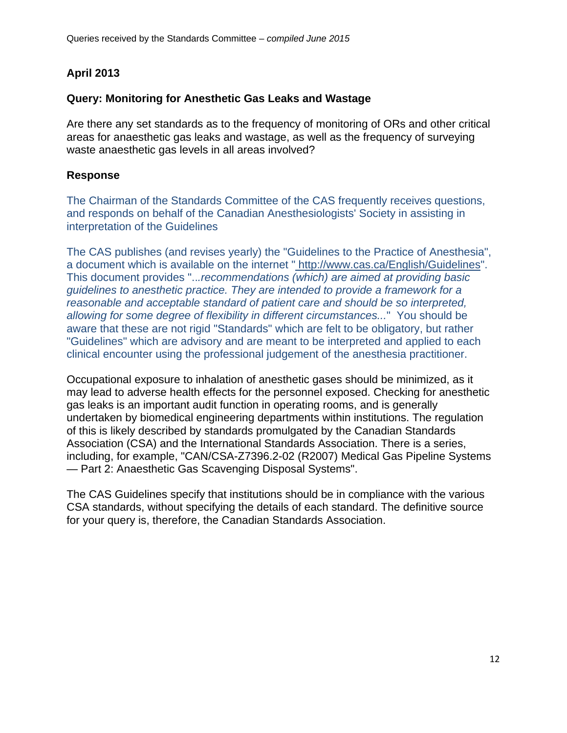## April 2013

### Query: Monitoring for Anesthetic Gas Leaks and Wastage

Are there any set standards as to the frequency of monitoring of ORs and other critical areas for anaesthetic gas leaks and wastage, as well as the frequency of surveying waste anaesthetic gas levels in all areas involved?

### Response

The Chairman of the Standards Committee of the CAS frequently receives questions, and responds on behalf of the Canadian Anesthesiologists' Society in assisting in interpretation of the Guidelines

The CAS publishes (and revises yearly) the "Guidelines to the Practice of Anesthesia", a document which is available on the internet " http://www.cas.ca/English/Guidelines". This document provides "...*recommendations (which) are aimed at providing basic guidelines to anesthetic practice. They are intended to provide a framework for a reasonable and acceptable standard of patient care and should be so interpreted, allowing for some degree of flexibility in different circumstances...*" You should be aware that these are not rigid "Standards" which are felt to be obligatory, but rather "Guidelines" which are advisory and are meant to be interpreted and applied to each clinical encounter using the professional judgement of the anesthesia practitioner.

Occupational exposure to inhalation of anesthetic gases should be minimized, as it may lead to adverse health effects for the personnel exposed. Checking for anesthetic gas leaks is an important audit function in operating rooms, and is generally undertaken by biomedical engineering departments within institutions. The regulation of this is likely described by standards promulgated by the Canadian Standards Association (CSA) and the International Standards Association. There is a series, including, for example, "CAN/CSA-Z7396.2-02 (R2007) Medical Gas Pipeline Systems — Part 2: Anaesthetic Gas Scavenging Disposal Systems".

The CAS Guidelines specify that institutions should be in compliance with the various CSA standards, without specifying the details of each standard. The definitive source for your query is, therefore, the Canadian Standards Association.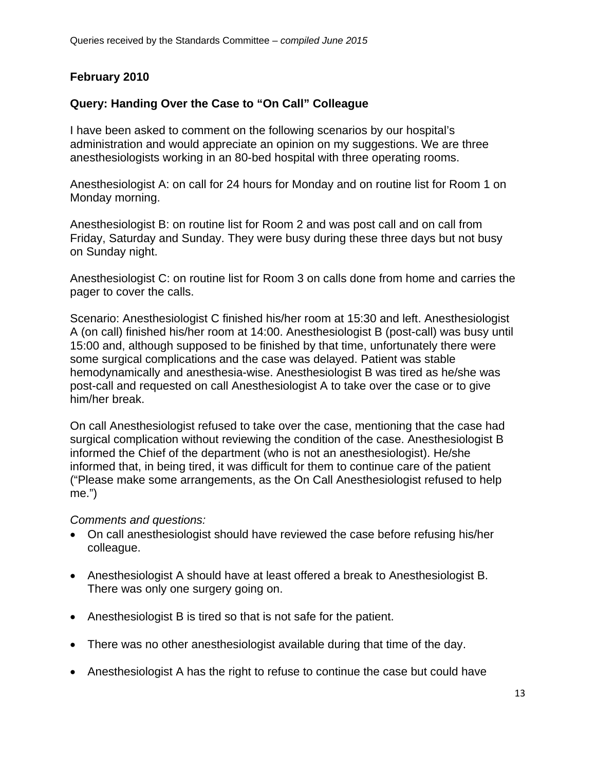## February 2010

### Query: Handing Over the Case to "On Call" Colleague

I have been asked to comment on the following scenarios by our hospital's administration and would appreciate an opinion on my suggestions. We are three anesthesiologists working in an 80-bed hospital with three operating rooms.

Anesthesiologist A: on call for 24 hours for Monday and on routine list for Room 1 on Monday morning.

Anesthesiologist B: on routine list for Room 2 and was post call and on call from Friday, Saturday and Sunday. They were busy during these three days but not busy on Sunday night.

Anesthesiologist C: on routine list for Room 3 on calls done from home and carries the pager to cover the calls.

Scenario: Anesthesiologist C finished his/her room at 15:30 and left. Anesthesiologist A (on call) finished his/her room at 14:00. Anesthesiologist B (post-call) was busy until 15:00 and, although supposed to be finished by that time, unfortunately there were some surgical complications and the case was delayed. Patient was stable hemodynamically and anesthesia-wise. Anesthesiologist B was tired as he/she was post-call and requested on call Anesthesiologist A to take over the case or to give him/her break.

On call Anesthesiologist refused to take over the case, mentioning that the case had surgical complication without reviewing the condition of the case. Anesthesiologist B informed the Chief of the department (who is not an anesthesiologist). He/she informed that, in being tired, it was difficult for them to continue care of the patient ("Please make some arrangements, as the On Call Anesthesiologist refused to help me.")

*Comments and questions:*

- On call anesthesiologist should have reviewed the case before refusing his/her colleague.
- Anesthesiologist A should have at least offered a break to Anesthesiologist B. There was only one surgery going on.
- Anesthesiologist B is tired so that is not safe for the patient.
- There was no other anesthesiologist available during that time of the day.
- Anesthesiologist A has the right to refuse to continue the case but could have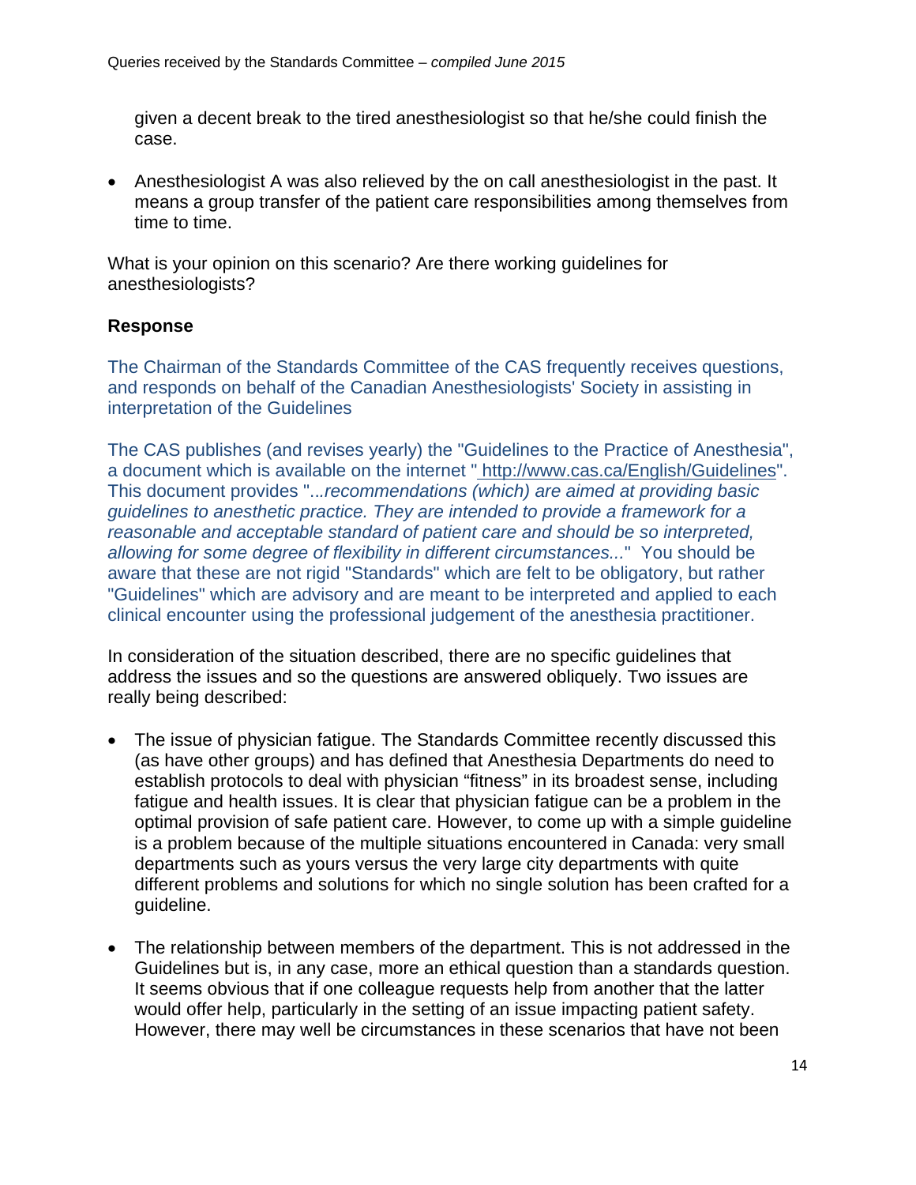given a decent break to the tired anesthesiologist so that he/she could finish the case.

- Anesthesiologist A was also relieved by the on call anesthesiologist in the past. It means a group transfer of the patient care responsibilities among themselves from time to time.

What is your opinion on this scenario? Are there working guidelines for anesthesiologists?

**Response**

The Chairman of the Standards Committee of the CAS frequently receives questions, and responds on behalf of the Canadian Anesthesiologists' Society in assisting in interpretation of the Guidelines

The CAS publishes (and revises yearly) the "Guidelines to the Practice of Anesthesia", a document which is available on the internet " http://www.cas.ca/English/Guidelines". This document provides "...*recommendations (which) are aimed at providing basic guidelines to anesthetic practice. They are intended to provide a framework for a reasonable and acceptable standard of patient care and should be so interpreted, allowing for some degree of flexibility in different circumstances...*" You should be aware that these are not rigid "Standards" which are felt to be obligatory, but rather "Guidelines" which are advisory and are meant to be interpreted and applied to each clinical encounter using the professional judgement of the anesthesia practitioner.

In consideration of the situation described, there are no specific guidelines that address the issues and so the questions are answered obliquely. Two issues are really being described:

- The issue of physician fatigue. The Standards Committee recently discussed this (as have other groups) and has defined that Anesthesia Departments do need to establish protocols to deal with physician "fitness" in its broadest sense, including fatigue and health issues. It is clear that physician fatigue can be a problem in the optimal provision of safe patient care. However, to come up with a simple guideline is a problem because of the multiple situations encountered in Canada: very small departments such as yours versus the very large city departments with quite different problems and solutions for which no single solution has been crafted for a guideline.

- The relationship between members of the department. This is not addressed in the Guidelines but is, in any case, more an ethical question than a standards question. It seems obvious that if one colleague requests help from another that the latter would offer help, particularly in the setting of an issue impacting patient safety. However, there may well be circumstances in these scenarios that have not been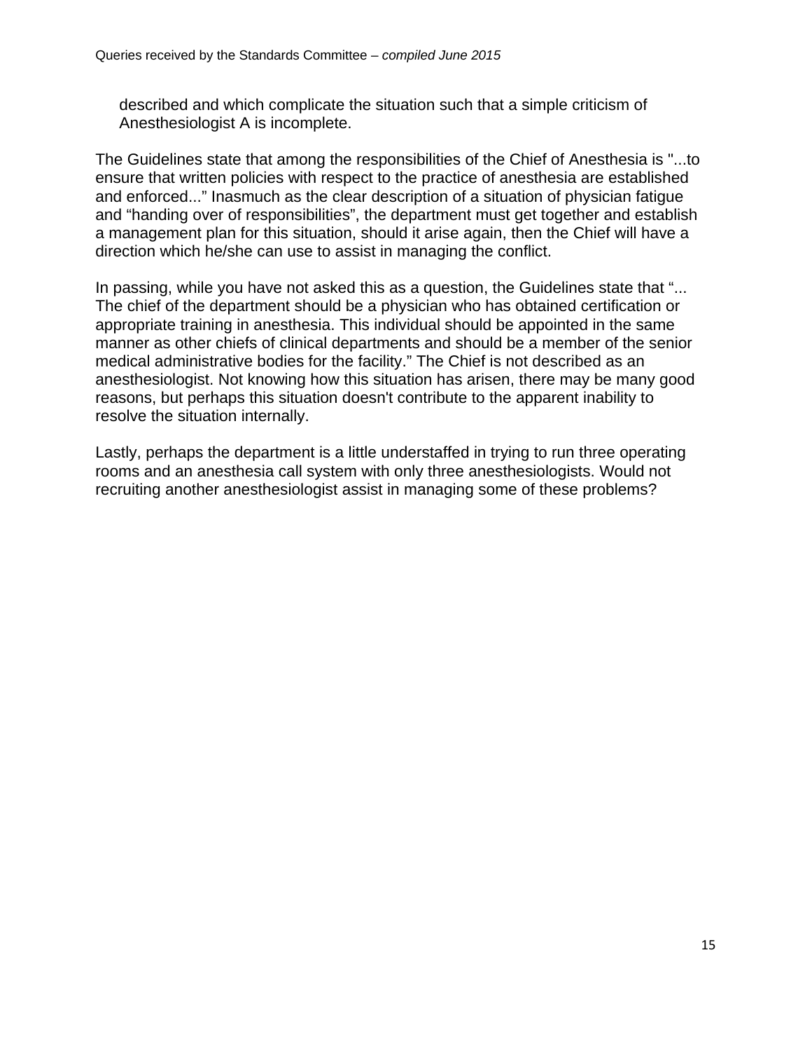described and which complicate the situation such that a simple criticism of Anesthesiologist A is incomplete.

The Guidelines state that among the responsibilities of the Chief of Anesthesia is "...to ensure that written policies with respect to the practice of anesthesia are established and enforced..." Inasmuch as the clear description of a situation of physician fatigue and "handing over of responsibilities", the department must get together and establish a management plan for this situation, should it arise again, then the Chief will have a direction which he/she can use to assist in managing the conflict.

In passing, while you have not asked this as a question, the Guidelines state that "... The chief of the department should be a physician who has obtained certification or appropriate training in anesthesia. This individual should be appointed in the same manner as other chiefs of clinical departments and should be a member of the senior medical administrative bodies for the facility." The Chief is not described as an anesthesiologist. Not knowing how this situation has arisen, there may be many good reasons, but perhaps this situation doesn't contribute to the apparent inability to resolve the situation internally.

Lastly, perhaps the department is a little understaffed in trying to run three operating rooms and an anesthesia call system with only three anesthesiologists. Would not recruiting another anesthesiologist assist in managing some of these problems?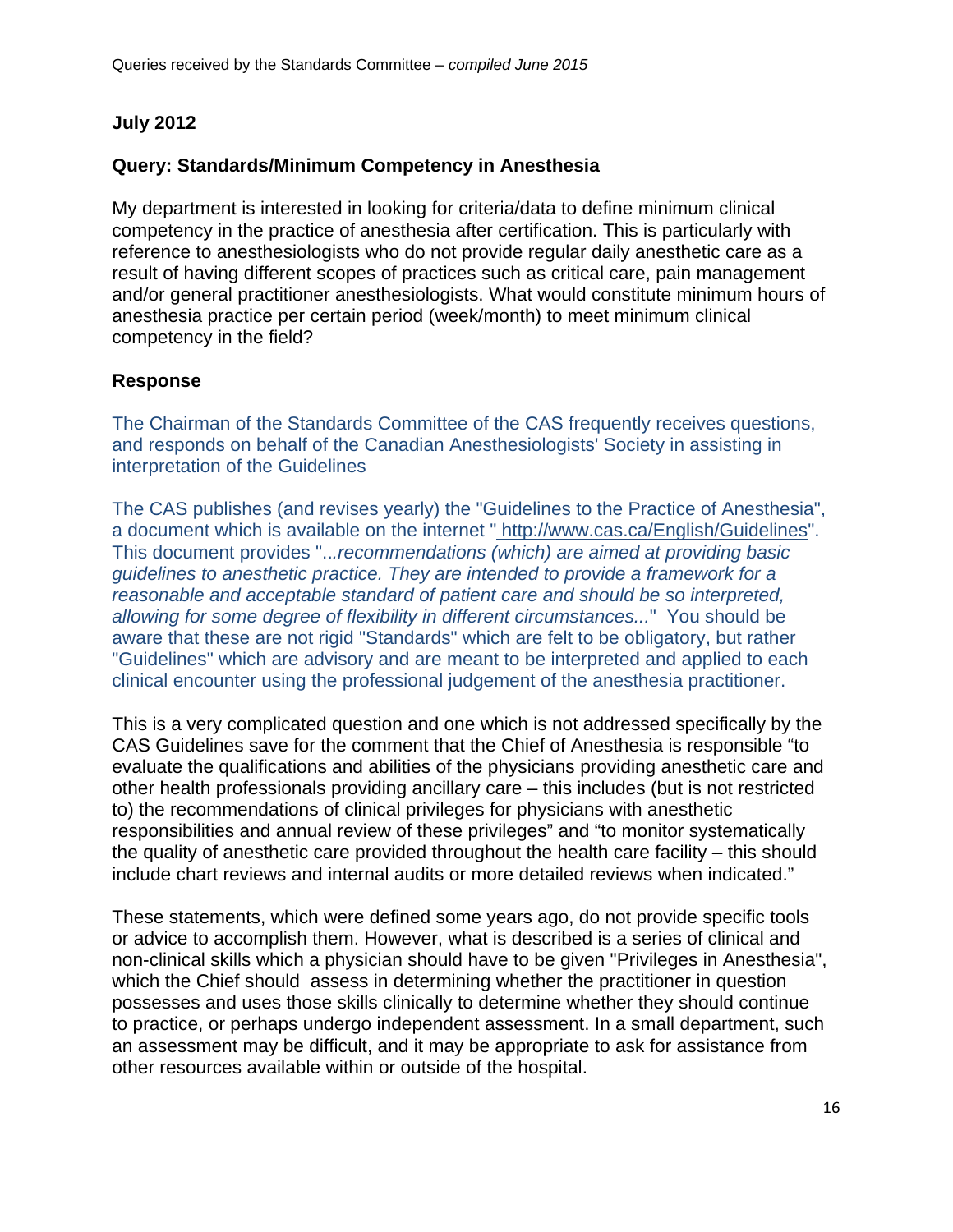## July 2012

### Query: Standards/Minimum Competency in Anesthesia

My department is interested in looking for criteria/data to define minimum clinical competency in the practice of anesthesia after certification. This is particularly with reference to anesthesiologists who do not provide regular daily anesthetic care as a result of having different scopes of practices such as critical care, pain management and/or general practitioner anesthesiologists. What would constitute minimum hours of anesthesia practice per certain period (week/month) to meet minimum clinical competency in the field?

### Response

The Chairman of the Standards Committee of the CAS frequently receives questions, and responds on behalf of the Canadian Anesthesiologists' Society in assisting in interpretation of the Guidelines

The CAS publishes (and revises yearly) the "Guidelines to the Practice of Anesthesia", a document which is available on the internet " http://www.cas.ca/English/Guidelines". This document provides "...*recommendations (which) are aimed at providing basic guidelines to anesthetic practice. They are intended to provide a framework for a reasonable and acceptable standard of patient care and should be so interpreted, allowing for some degree of flexibility in different circumstances...*" You should be aware that these are not rigid "Standards" which are felt to be obligatory, but rather "Guidelines" which are advisory and are meant to be interpreted and applied to each clinical encounter using the professional judgement of the anesthesia practitioner.

This is a very complicated question and one which is not addressed specifically by the CAS Guidelines save for the comment that the Chief of Anesthesia is responsible "to evaluate the qualifications and abilities of the physicians providing anesthetic care and other health professionals providing ancillary care – this includes (but is not restricted to) the recommendations of clinical privileges for physicians with anesthetic responsibilities and annual review of these privileges" and "to monitor systematically the quality of anesthetic care provided throughout the health care facility – this should include chart reviews and internal audits or more detailed reviews when indicated."

These statements, which were defined some years ago, do not provide specific tools or advice to accomplish them. However, what is described is a series of clinical and non-clinical skills which a physician should have to be given "Privileges in Anesthesia", which the Chief should assess in determining whether the practitioner in question possesses and uses those skills clinically to determine whether they should continue to practice, or perhaps undergo independent assessment. In a small department, such an assessment may be difficult, and it may be appropriate to ask for assistance from other resources available within or outside of the hospital.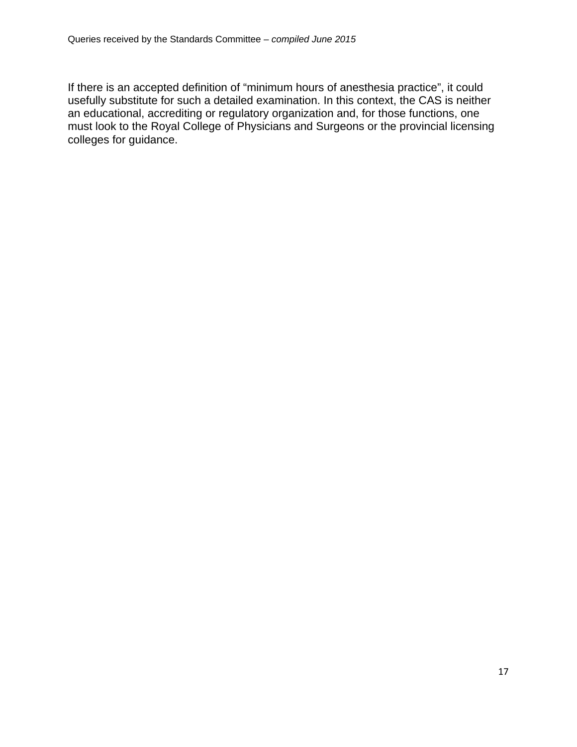If there is an accepted definition of “minimum hours of anesthesia practice”, it could usefully substitute for such a detailed examination. In this context, the CAS is neither an educational, accrediting or regulatory organization and, for those functions, one must look to the Royal College of Physicians and Surgeons or the provincial licensing colleges for guidance.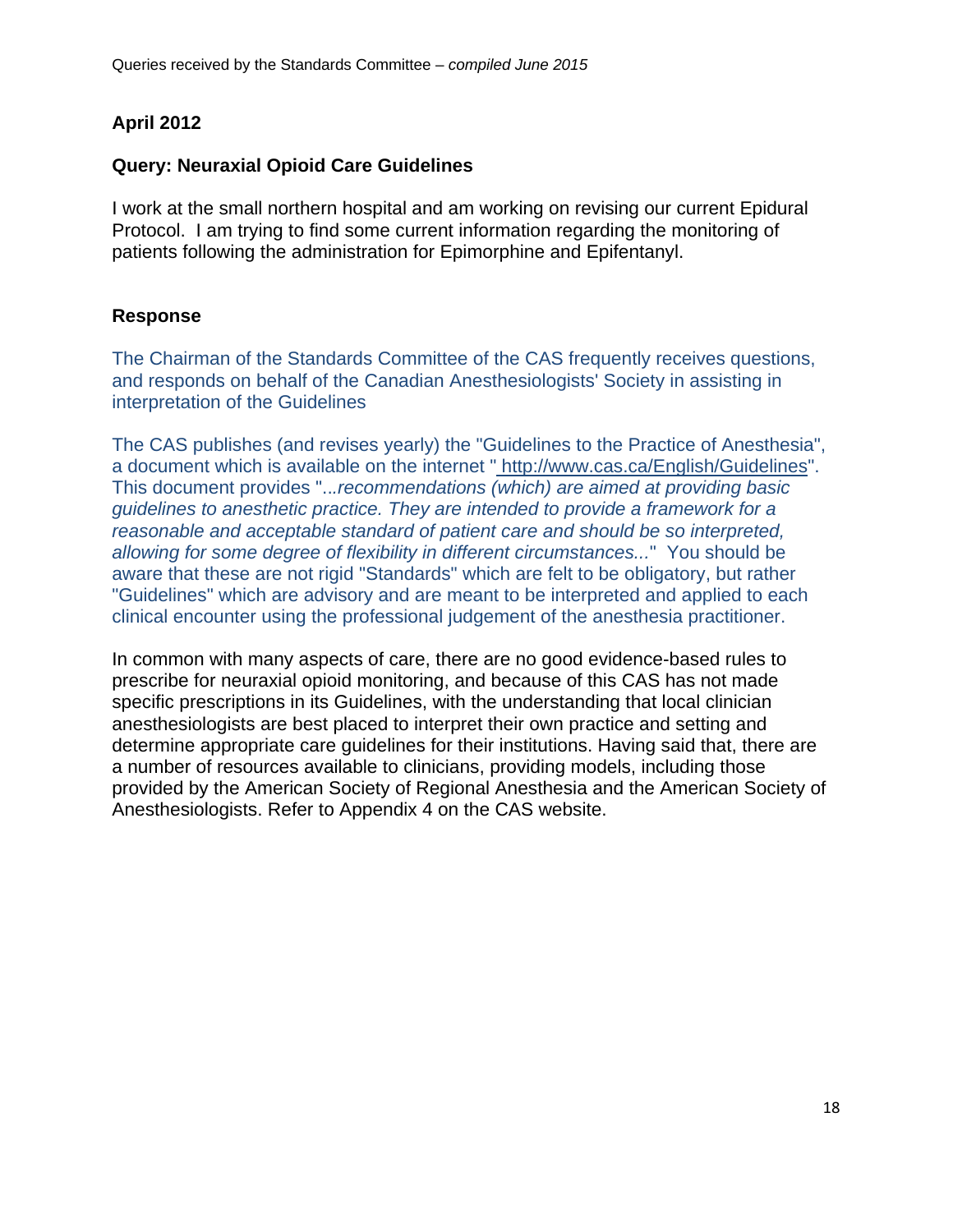**April 2012**

**Query: Neuraxial Opioid Care Guidelines**

I work at the small northern hospital and am working on revising our current Epidural Protocol. I am trying to find some current information regarding the monitoring of patients following the administration for Epimorphine and Epifentanyl.

**Response**

The Chairman of the Standards Committee of the CAS frequently receives questions, and responds on behalf of the Canadian Anesthesiologists' Society in assisting in interpretation of the Guidelines

The CAS publishes (and revises yearly) the "Guidelines to the Practice of Anesthesia", a document which is available on the internet " http://www.cas.ca/English/Guidelines". This document provides "*...recommendations (which) are aimed at providing basic guidelines to anesthetic practice. They are intended to provide a framework for a reasonable and acceptable standard of patient care and should be so interpreted, allowing for some degree of flexibility in different circumstances...*" You should be aware that these are not rigid "Standards" which are felt to be obligatory, but rather "Guidelines" which are advisory and are meant to be interpreted and applied to each clinical encounter using the professional judgement of the anesthesia practitioner.

In common with many aspects of care, there are no good evidence-based rules to prescribe for neuraxial opioid monitoring, and because of this CAS has not made specific prescriptions in its Guidelines, with the understanding that local clinician anesthesiologists are best placed to interpret their own practice and setting and determine appropriate care guidelines for their institutions. Having said that, there are a number of resources available to clinicians, providing models, including those provided by the American Society of Regional Anesthesia and the American Society of Anesthesiologists. Refer to Appendix 4 on the CAS website.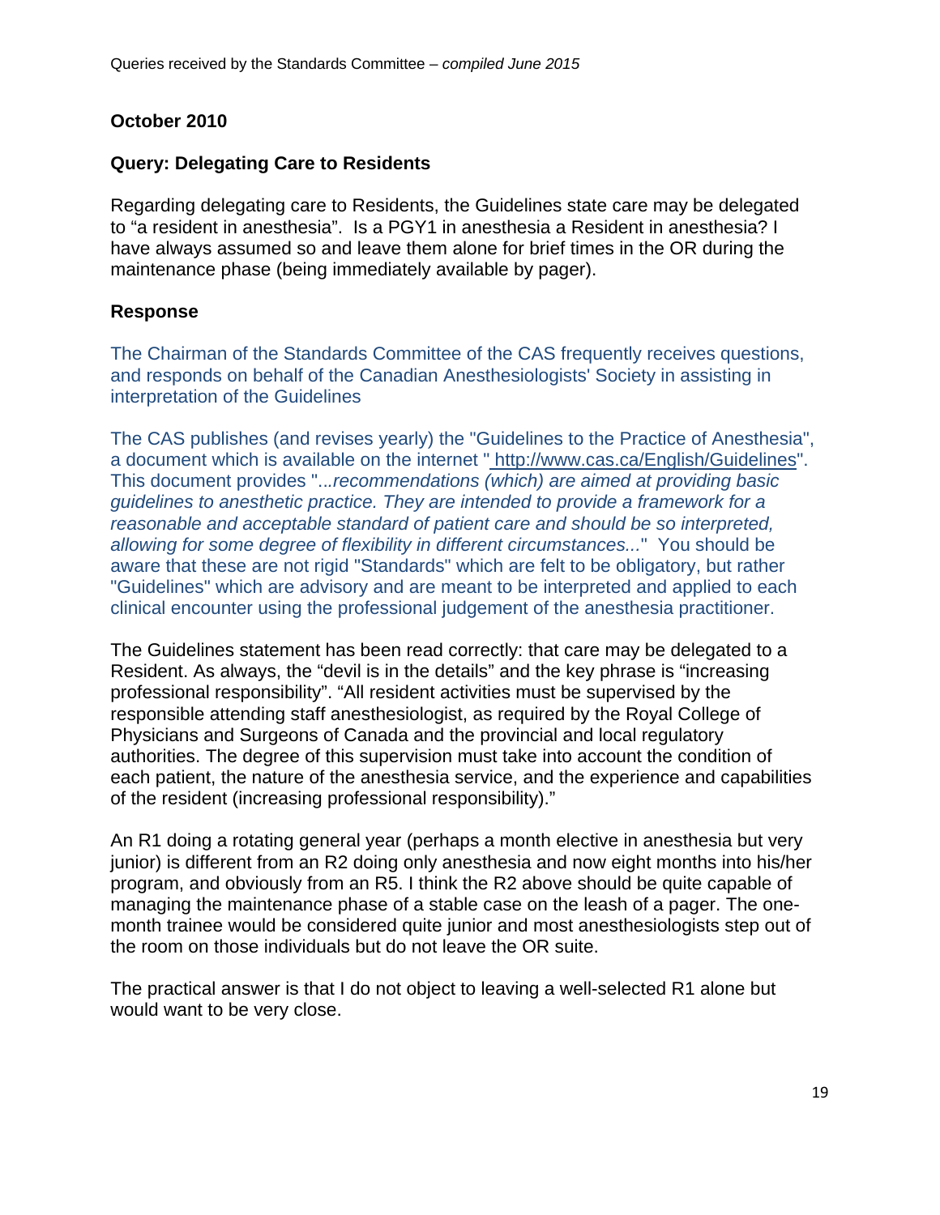**October 2010**

**Query: Delegating Care to Residents**

Regarding delegating care to Residents, the Guidelines state care may be delegated to "a resident in anesthesia". Is a PGY1 in anesthesia a Resident in anesthesia? I have always assumed so and leave them alone for brief times in the OR during the maintenance phase (being immediately available by pager).

**Response**

The Chairman of the Standards Committee of the CAS frequently receives questions, and responds on behalf of the Canadian Anesthesiologists' Society in assisting in interpretation of the Guidelines

The CAS publishes (and revises yearly) the "Guidelines to the Practice of Anesthesia", a document which is available on the internet " http://www.cas.ca/English/Guidelines". This document provides "*...recommendations (which) are aimed at providing basic guidelines to anesthetic practice. They are intended to provide a framework for a reasonable and acceptable standard of patient care and should be so interpreted, allowing for some degree of flexibility in different circumstances...*" You should be aware that these are not rigid "Standards" which are felt to be obligatory, but rather "Guidelines" which are advisory and are meant to be interpreted and applied to each clinical encounter using the professional judgement of the anesthesia practitioner.

The Guidelines statement has been read correctly: that care may be delegated to a Resident. As always, the "devil is in the details" and the key phrase is "increasing professional responsibility". "All resident activities must be supervised by the responsible attending staff anesthesiologist, as required by the Royal College of Physicians and Surgeons of Canada and the provincial and local regulatory authorities. The degree of this supervision must take into account the condition of each patient, the nature of the anesthesia service, and the experience and capabilities of the resident (increasing professional responsibility)."

An R1 doing a rotating general year (perhaps a month elective in anesthesia but very junior) is different from an R2 doing only anesthesia and now eight months into his/her program, and obviously from an R5. I think the R2 above should be quite capable of managing the maintenance phase of a stable case on the leash of a pager. The one-month trainee would be considered quite junior and most anesthesiologists step out of the room on those individuals but do not leave the OR suite.

The practical answer is that I do not object to leaving a well-selected R1 alone but would want to be very close.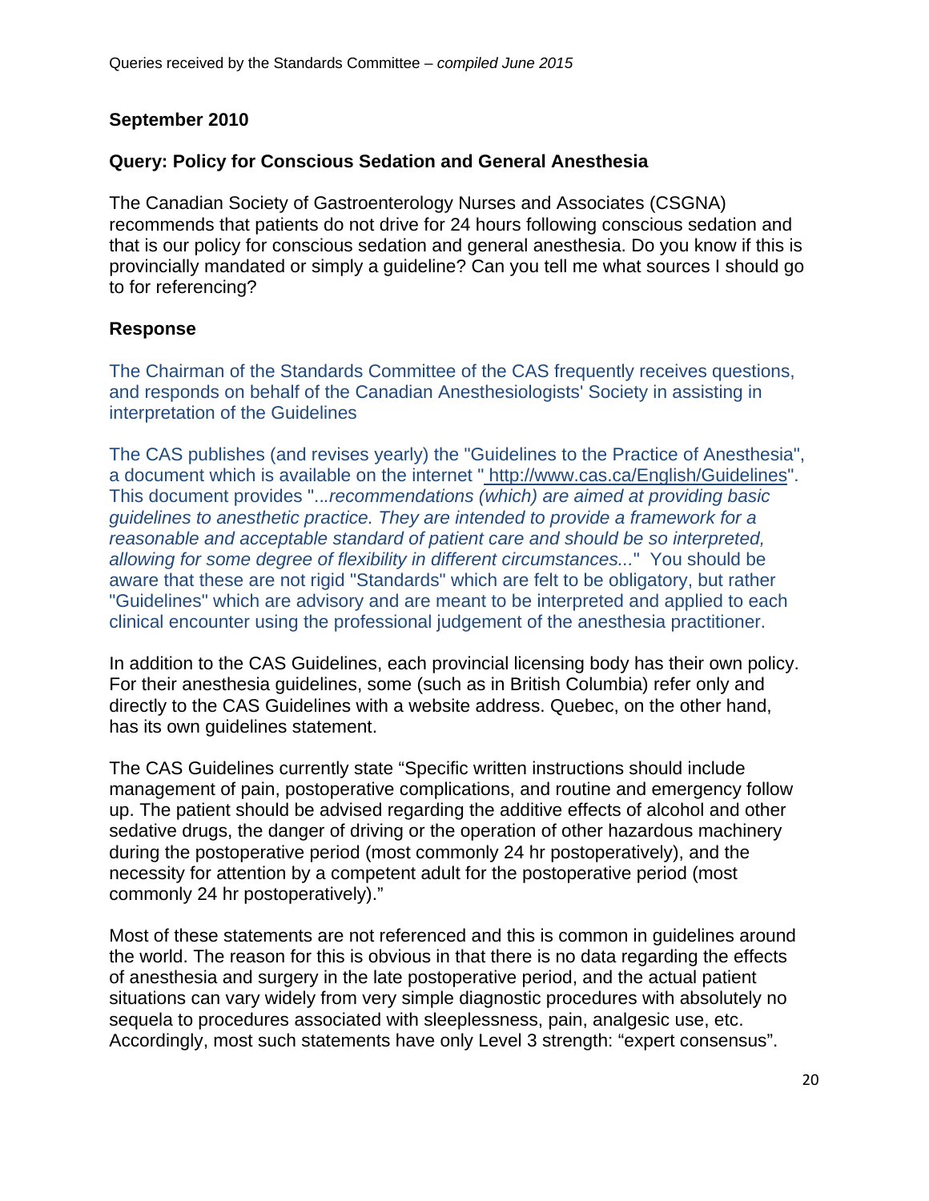**September 2010**

**Query: Policy for Conscious Sedation and General Anesthesia**

The Canadian Society of Gastroenterology Nurses and Associates (CSGNA) recommends that patients do not drive for 24 hours following conscious sedation and that is our policy for conscious sedation and general anesthesia. Do you know if this is provincially mandated or simply a guideline? Can you tell me what sources I should go to for referencing?

**Response**

The Chairman of the Standards Committee of the CAS frequently receives questions, and responds on behalf of the Canadian Anesthesiologists' Society in assisting in interpretation of the Guidelines

The CAS publishes (and revises yearly) the "Guidelines to the Practice of Anesthesia", a document which is available on the internet " http://www.cas.ca/English/Guidelines". This document provides "*...recommendations (which) are aimed at providing basic guidelines to anesthetic practice. They are intended to provide a framework for a reasonable and acceptable standard of patient care and should be so interpreted, allowing for some degree of flexibility in different circumstances...*" You should be aware that these are not rigid "Standards" which are felt to be obligatory, but rather "Guidelines" which are advisory and are meant to be interpreted and applied to each clinical encounter using the professional judgement of the anesthesia practitioner.

In addition to the CAS Guidelines, each provincial licensing body has their own policy. For their anesthesia guidelines, some (such as in British Columbia) refer only and directly to the CAS Guidelines with a website address. Quebec, on the other hand, has its own guidelines statement.

The CAS Guidelines currently state "Specific written instructions should include management of pain, postoperative complications, and routine and emergency follow up. The patient should be advised regarding the additive effects of alcohol and other sedative drugs, the danger of driving or the operation of other hazardous machinery during the postoperative period (most commonly 24 hr postoperatively), and the necessity for attention by a competent adult for the postoperative period (most commonly 24 hr postoperatively)."

Most of these statements are not referenced and this is common in guidelines around the world. The reason for this is obvious in that there is no data regarding the effects of anesthesia and surgery in the late postoperative period, and the actual patient situations can vary widely from very simple diagnostic procedures with absolutely no sequela to procedures associated with sleeplessness, pain, analgesic use, etc. Accordingly, most such statements have only Level 3 strength: "expert consensus".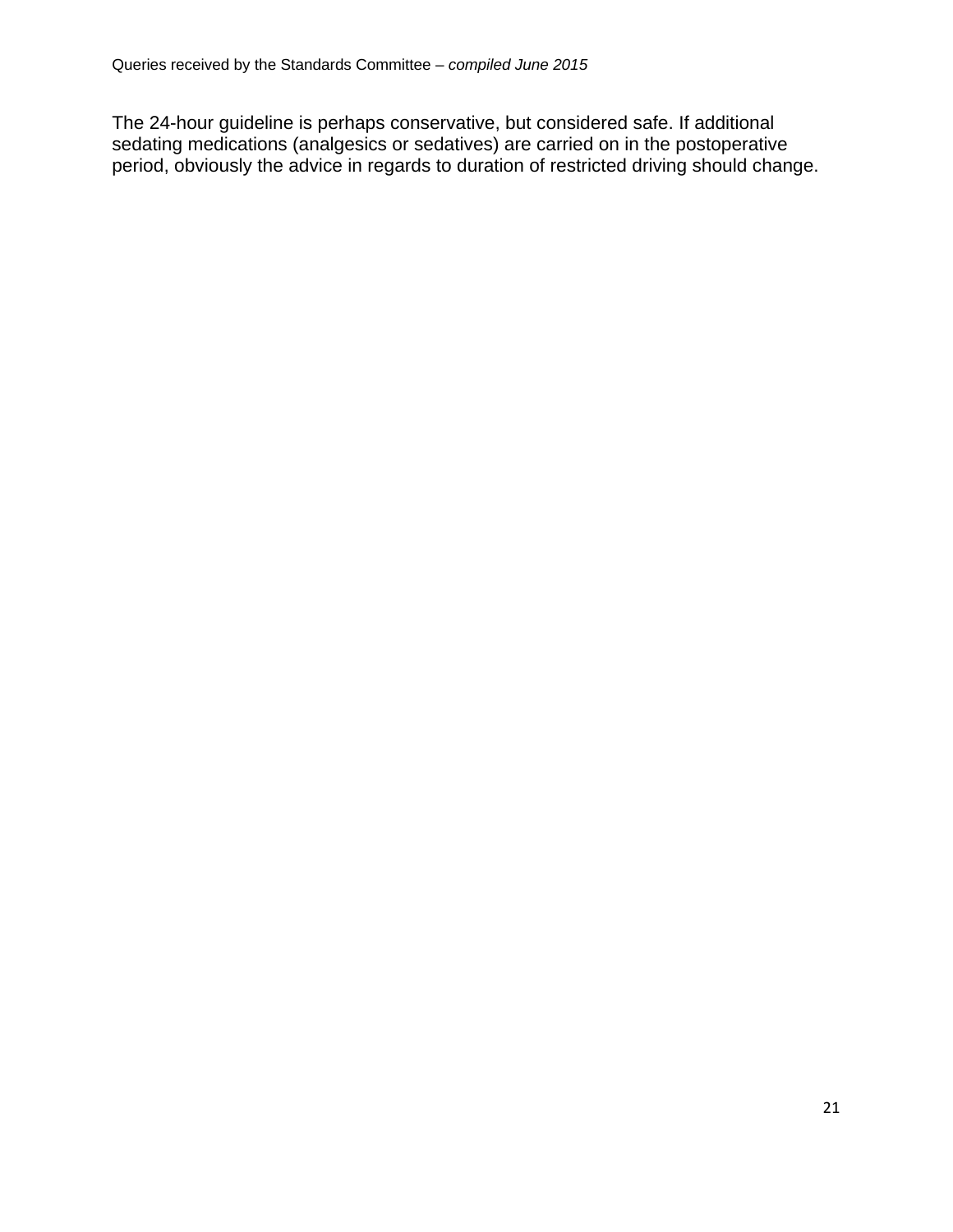The 24-hour guideline is perhaps conservative, but considered safe. If additional sedating medications (analgesics or sedatives) are carried on in the postoperative period, obviously the advice in regards to duration of restricted driving should change.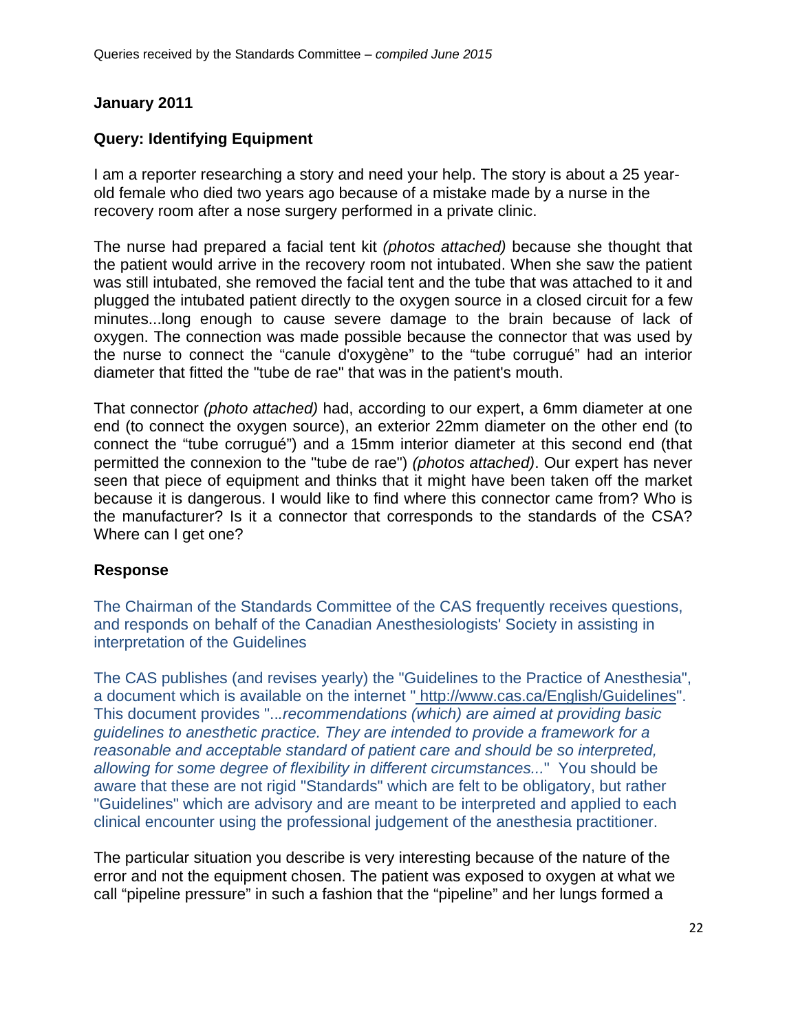**January 2011**

**Query: Identifying Equipment**

I am a reporter researching a story and need your help. The story is about a 25 year-old female who died two years ago because of a mistake made by a nurse in the recovery room after a nose surgery performed in a private clinic.

The nurse had prepared a facial tent kit *(photos attached)* because she thought that the patient would arrive in the recovery room not intubated. When she saw the patient was still intubated, she removed the facial tent and the tube that was attached to it and plugged the intubated patient directly to the oxygen source in a closed circuit for a few minutes...long enough to cause severe damage to the brain because of lack of oxygen. The connection was made possible because the connector that was used by the nurse to connect the "canule d'oxygène" to the "tube corrugué" had an interior diameter that fitted the "tube de rae" that was in the patient's mouth.

That connector *(photo attached)* had, according to our expert, a 6mm diameter at one end (to connect the oxygen source), an exterior 22mm diameter on the other end (to connect the "tube corrugué") and a 15mm interior diameter at this second end (that permitted the connexion to the "tube de rae") *(photos attached)*. Our expert has never seen that piece of equipment and thinks that it might have been taken off the market because it is dangerous. I would like to find where this connector came from? Who is the manufacturer? Is it a connector that corresponds to the standards of the CSA? Where can I get one?

**Response**

The Chairman of the Standards Committee of the CAS frequently receives questions, and responds on behalf of the Canadian Anesthesiologists' Society in assisting in interpretation of the Guidelines

The CAS publishes (and revises yearly) the "Guidelines to the Practice of Anesthesia", a document which is available on the internet " http://www.cas.ca/English/Guidelines". This document provides "...*recommendations (which) are aimed at providing basic guidelines to anesthetic practice. They are intended to provide a framework for a reasonable and acceptable standard of patient care and should be so interpreted, allowing for some degree of flexibility in different circumstances...*" You should be aware that these are not rigid "Standards" which are felt to be obligatory, but rather "Guidelines" which are advisory and are meant to be interpreted and applied to each clinical encounter using the professional judgement of the anesthesia practitioner.

The particular situation you describe is very interesting because of the nature of the error and not the equipment chosen. The patient was exposed to oxygen at what we call "pipeline pressure" in such a fashion that the "pipeline" and her lungs formed a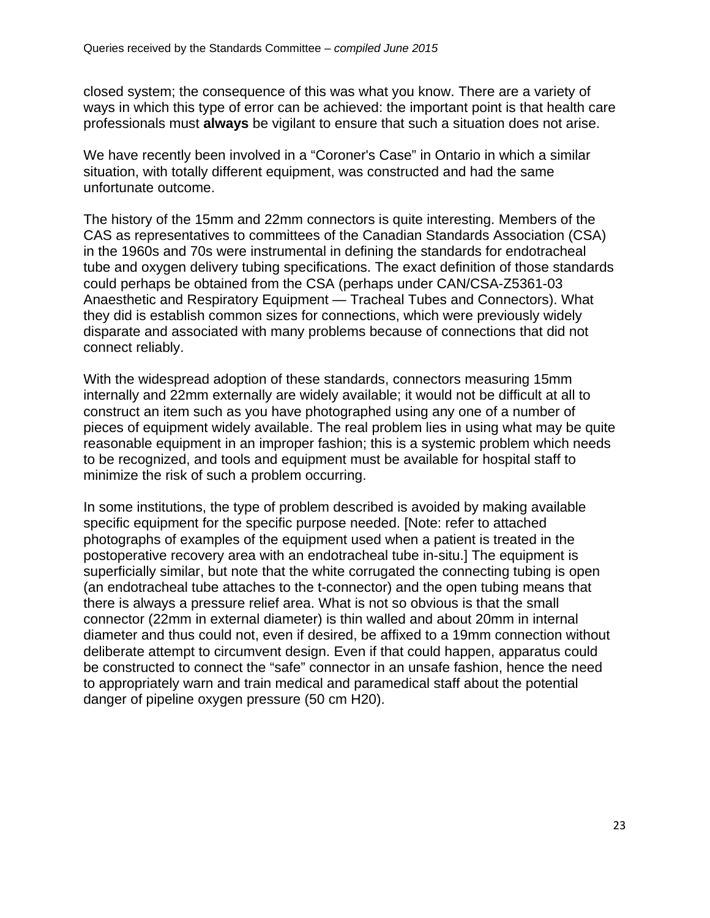closed system; the consequence of this was what you know. There are a variety of ways in which this type of error can be achieved: the important point is that health care professionals must **always** be vigilant to ensure that such a situation does not arise.

We have recently been involved in a "Coroner's Case" in Ontario in which a similar situation, with totally different equipment, was constructed and had the same unfortunate outcome.

The history of the 15mm and 22mm connectors is quite interesting. Members of the CAS as representatives to committees of the Canadian Standards Association (CSA) in the 1960s and 70s were instrumental in defining the standards for endotracheal tube and oxygen delivery tubing specifications. The exact definition of those standards could perhaps be obtained from the CSA (perhaps under CAN/CSA-Z5361-03 Anaesthetic and Respiratory Equipment — Tracheal Tubes and Connectors). What they did is establish common sizes for connections, which were previously widely disparate and associated with many problems because of connections that did not connect reliably.

With the widespread adoption of these standards, connectors measuring 15mm internally and 22mm externally are widely available; it would not be difficult at all to construct an item such as you have photographed using any one of a number of pieces of equipment widely available. The real problem lies in using what may be quite reasonable equipment in an improper fashion; this is a systemic problem which needs to be recognized, and tools and equipment must be available for hospital staff to minimize the risk of such a problem occurring.

In some institutions, the type of problem described is avoided by making available specific equipment for the specific purpose needed. [Note: refer to attached photographs of examples of the equipment used when a patient is treated in the postoperative recovery area with an endotracheal tube in-situ.] The equipment is superficially similar, but note that the white corrugated the connecting tubing is open (an endotracheal tube attaches to the t-connector) and the open tubing means that there is always a pressure relief area. What is not so obvious is that the small connector (22mm in external diameter) is thin walled and about 20mm in internal diameter and thus could not, even if desired, be affixed to a 19mm connection without deliberate attempt to circumvent design. Even if that could happen, apparatus could be constructed to connect the "safe" connector in an unsafe fashion, hence the need to appropriately warn and train medical and paramedical staff about the potential danger of pipeline oxygen pressure (50 cm $H_2O$).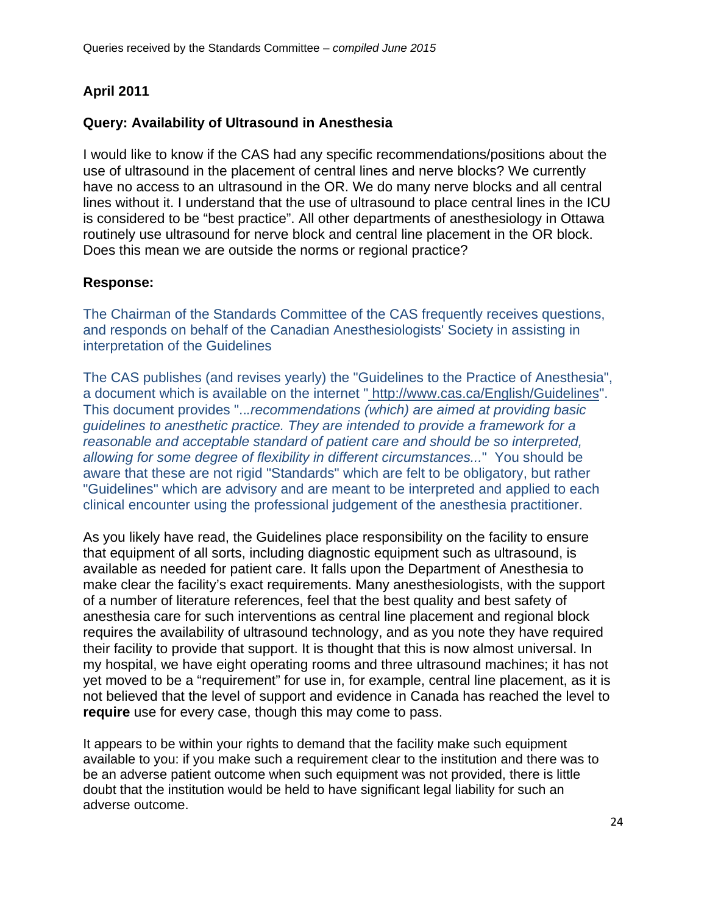**April 2011**

**Query: Availability of Ultrasound in Anesthesia**

I would like to know if the CAS had any specific recommendations/positions about the use of ultrasound in the placement of central lines and nerve blocks? We currently have no access to an ultrasound in the OR. We do many nerve blocks and all central lines without it. I understand that the use of ultrasound to place central lines in the ICU is considered to be "best practice". All other departments of anesthesiology in Ottawa routinely use ultrasound for nerve block and central line placement in the OR block. Does this mean we are outside the norms or regional practice?

**Response:**

The Chairman of the Standards Committee of the CAS frequently receives questions, and responds on behalf of the Canadian Anesthesiologists' Society in assisting in interpretation of the Guidelines

The CAS publishes (and revises yearly) the "Guidelines to the Practice of Anesthesia", a document which is available on the internet " http://www.cas.ca/English/Guidelines". This document provides "...*recommendations (which) are aimed at providing basic guidelines to anesthetic practice. They are intended to provide a framework for a reasonable and acceptable standard of patient care and should be so interpreted, allowing for some degree of flexibility in different circumstances...*" You should be aware that these are not rigid "Standards" which are felt to be obligatory, but rather "Guidelines" which are advisory and are meant to be interpreted and applied to each clinical encounter using the professional judgement of the anesthesia practitioner.

As you likely have read, the Guidelines place responsibility on the facility to ensure that equipment of all sorts, including diagnostic equipment such as ultrasound, is available as needed for patient care. It falls upon the Department of Anesthesia to make clear the facility's exact requirements. Many anesthesiologists, with the support of a number of literature references, feel that the best quality and best safety of anesthesia care for such interventions as central line placement and regional block requires the availability of ultrasound technology, and as you note they have required their facility to provide that support. It is thought that this is now almost universal. In my hospital, we have eight operating rooms and three ultrasound machines; it has not yet moved to be a "requirement" for use in, for example, central line placement, as it is not believed that the level of support and evidence in Canada has reached the level to **require** use for every case, though this may come to pass.

It appears to be within your rights to demand that the facility make such equipment available to you: if you make such a requirement clear to the institution and there was to be an adverse patient outcome when such equipment was not provided, there is little doubt that the institution would be held to have significant legal liability for such an adverse outcome.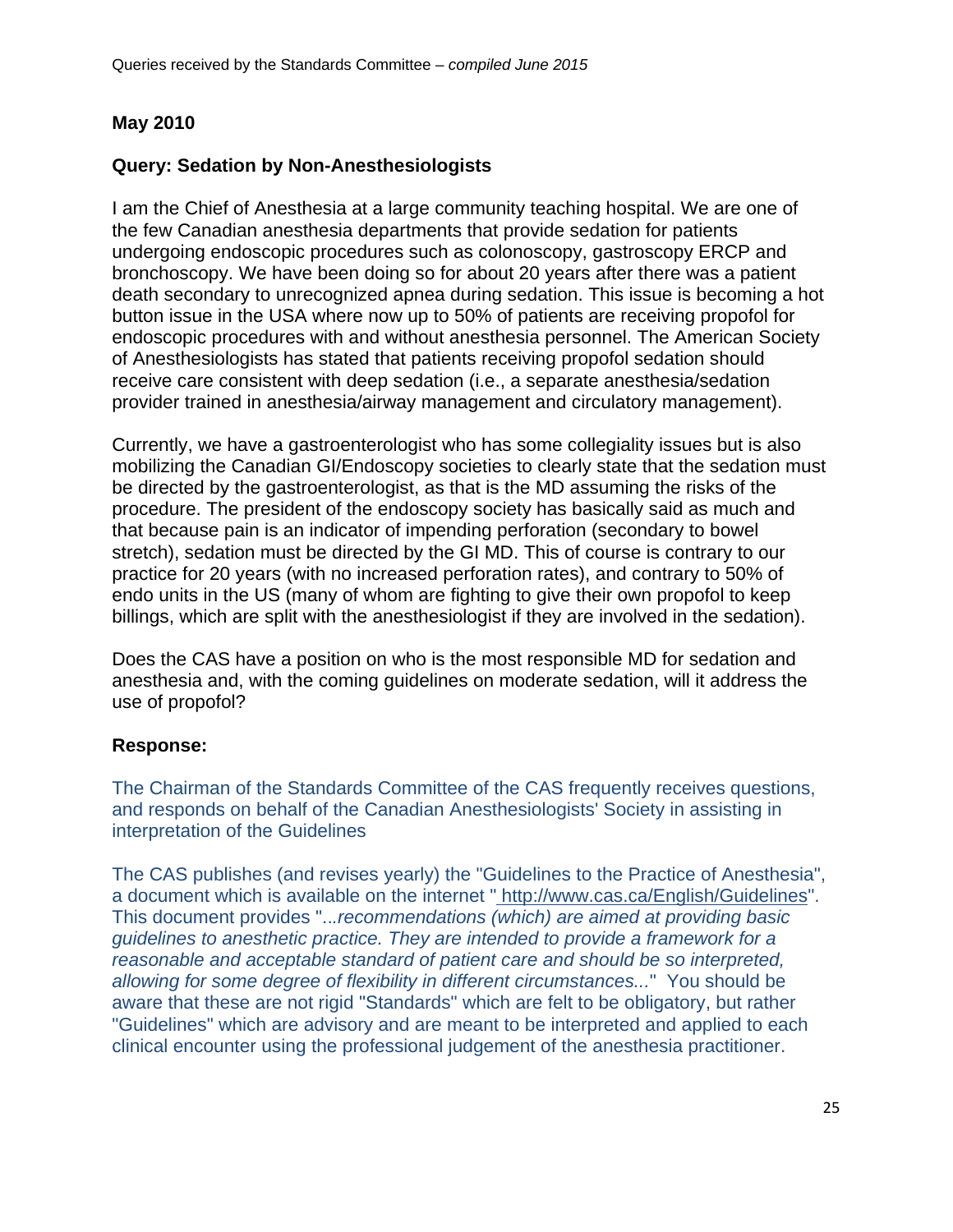## May 2010

### Query: Sedation by Non-Anesthesiologists

I am the Chief of Anesthesia at a large community teaching hospital. We are one of the few Canadian anesthesia departments that provide sedation for patients undergoing endoscopic procedures such as colonoscopy, gastroscopy ERCP and bronchoscopy. We have been doing so for about 20 years after there was a patient death secondary to unrecognized apnea during sedation. This issue is becoming a hot button issue in the USA where now up to 50% of patients are receiving propofol for endoscopic procedures with and without anesthesia personnel. The American Society of Anesthesiologists has stated that patients receiving propofol sedation should receive care consistent with deep sedation (i.e., a separate anesthesia/sedation provider trained in anesthesia/airway management and circulatory management).

Currently, we have a gastroenterologist who has some collegiality issues but is also mobilizing the Canadian GI/Endoscopy societies to clearly state that the sedation must be directed by the gastroenterologist, as that is the MD assuming the risks of the procedure. The president of the endoscopy society has basically said as much and that because pain is an indicator of impending perforation (secondary to bowel stretch), sedation must be directed by the GI MD. This of course is contrary to our practice for 20 years (with no increased perforation rates), and contrary to 50% of endo units in the US (many of whom are fighting to give their own propofol to keep billings, which are split with the anesthesiologist if they are involved in the sedation).

Does the CAS have a position on who is the most responsible MD for sedation and anesthesia and, with the coming guidelines on moderate sedation, will it address the use of propofol?

### Response:

The Chairman of the Standards Committee of the CAS frequently receives questions, and responds on behalf of the Canadian Anesthesiologists' Society in assisting in interpretation of the Guidelines

The CAS publishes (and revises yearly) the "Guidelines to the Practice of Anesthesia", a document which is available on the internet " http://www.cas.ca/English/Guidelines". This document provides "*...recommendations (which) are aimed at providing basic guidelines to anesthetic practice. They are intended to provide a framework for a reasonable and acceptable standard of patient care and should be so interpreted, allowing for some degree of flexibility in different circumstances...*" You should be aware that these are not rigid "Standards" which are felt to be obligatory, but rather "Guidelines" which are advisory and are meant to be interpreted and applied to each clinical encounter using the professional judgement of the anesthesia practitioner.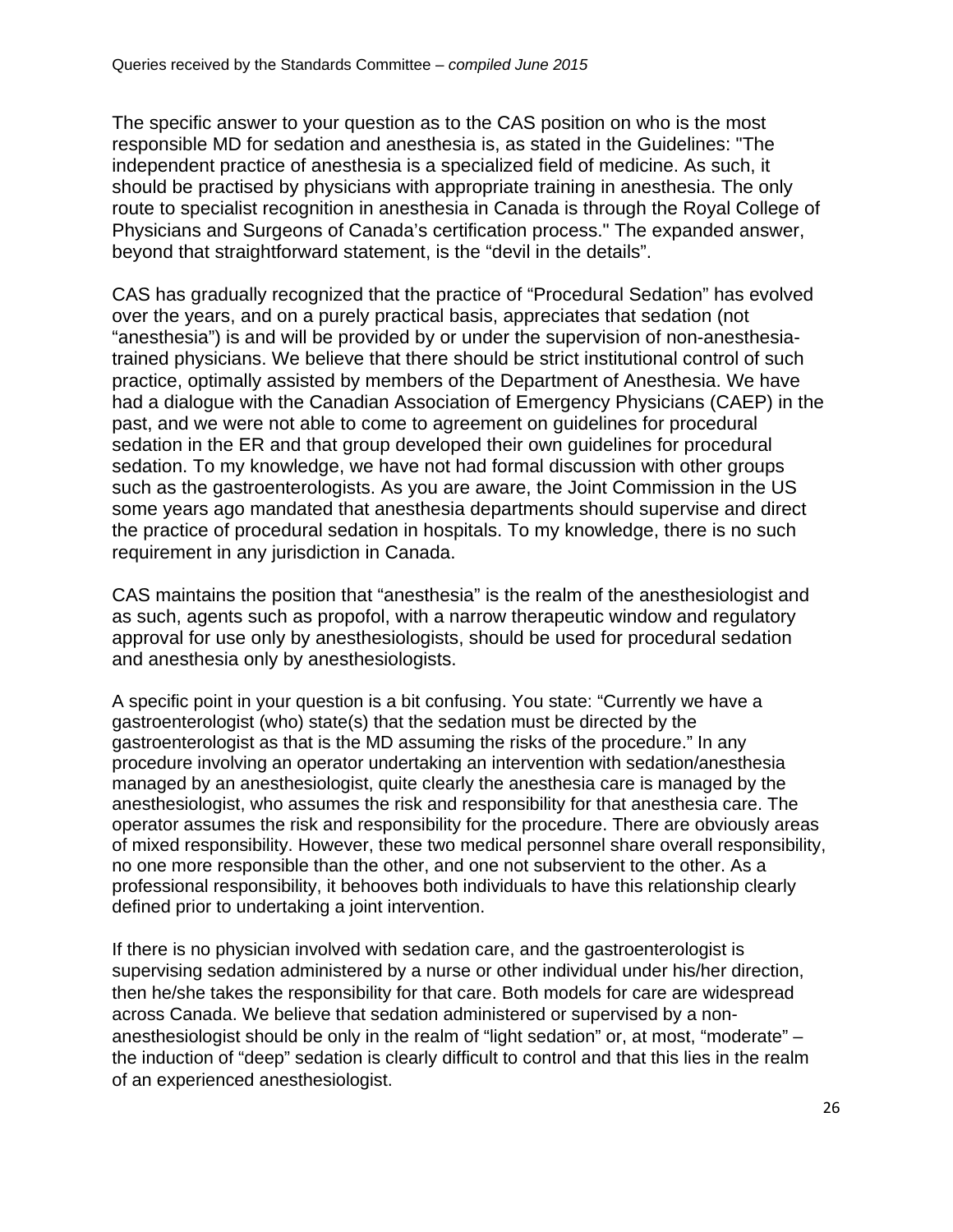The specific answer to your question as to the CAS position on who is the most responsible MD for sedation and anesthesia is, as stated in the Guidelines: "The independent practice of anesthesia is a specialized field of medicine. As such, it should be practised by physicians with appropriate training in anesthesia. The only route to specialist recognition in anesthesia in Canada is through the Royal College of Physicians and Surgeons of Canada's certification process." The expanded answer, beyond that straightforward statement, is the "devil in the details".

CAS has gradually recognized that the practice of "Procedural Sedation" has evolved over the years, and on a purely practical basis, appreciates that sedation (not "anesthesia") is and will be provided by or under the supervision of non-anesthesia-trained physicians. We believe that there should be strict institutional control of such practice, optimally assisted by members of the Department of Anesthesia. We have had a dialogue with the Canadian Association of Emergency Physicians (CAEP) in the past, and we were not able to come to agreement on guidelines for procedural sedation in the ER and that group developed their own guidelines for procedural sedation. To my knowledge, we have not had formal discussion with other groups such as the gastroenterologists. As you are aware, the Joint Commission in the US some years ago mandated that anesthesia departments should supervise and direct the practice of procedural sedation in hospitals. To my knowledge, there is no such requirement in any jurisdiction in Canada.

CAS maintains the position that "anesthesia" is the realm of the anesthesiologist and as such, agents such as propofol, with a narrow therapeutic window and regulatory approval for use only by anesthesiologists, should be used for procedural sedation and anesthesia only by anesthesiologists.

A specific point in your question is a bit confusing. You state: "Currently we have a gastroenterologist (who) state(s) that the sedation must be directed by the gastroenterologist as that is the MD assuming the risks of the procedure." In any procedure involving an operator undertaking an intervention with sedation/anesthesia managed by an anesthesiologist, quite clearly the anesthesia care is managed by the anesthesiologist, who assumes the risk and responsibility for that anesthesia care. The operator assumes the risk and responsibility for the procedure. There are obviously areas of mixed responsibility. However, these two medical personnel share overall responsibility, no one more responsible than the other, and one not subservient to the other. As a professional responsibility, it behooves both individuals to have this relationship clearly defined prior to undertaking a joint intervention.

If there is no physician involved with sedation care, and the gastroenterologist is supervising sedation administered by a nurse or other individual under his/her direction, then he/she takes the responsibility for that care. Both models for care are widespread across Canada. We believe that sedation administered or supervised by a non-anesthesiologist should be only in the realm of "light sedation" or, at most, "moderate" – the induction of "deep" sedation is clearly difficult to control and that this lies in the realm of an experienced anesthesiologist.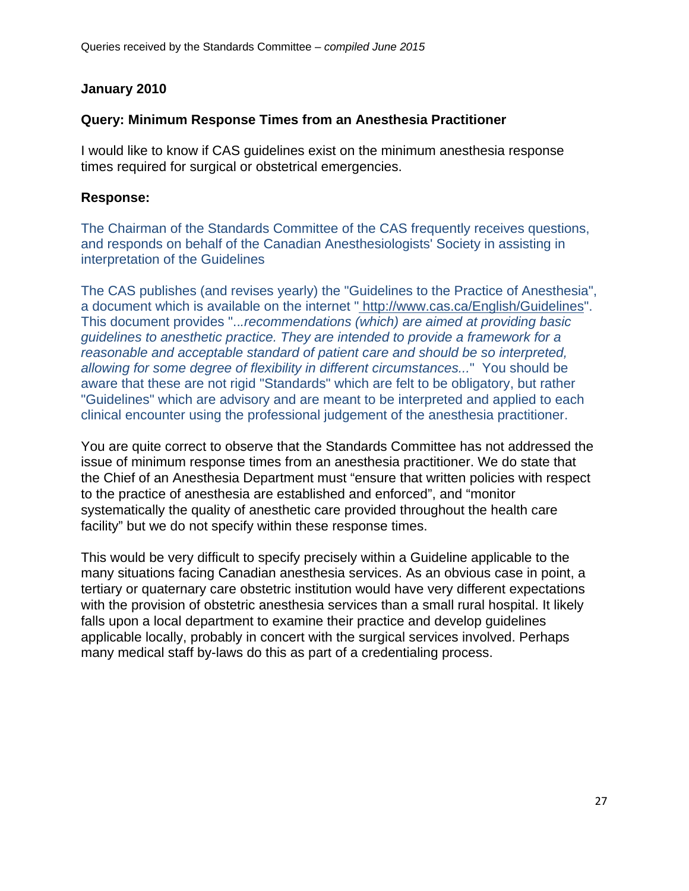**January 2010**

**Query: Minimum Response Times from an Anesthesia Practitioner**

I would like to know if CAS guidelines exist on the minimum anesthesia response times required for surgical or obstetrical emergencies.

**Response:**

The Chairman of the Standards Committee of the CAS frequently receives questions, and responds on behalf of the Canadian Anesthesiologists' Society in assisting in interpretation of the Guidelines

The CAS publishes (and revises yearly) the "Guidelines to the Practice of Anesthesia", a document which is available on the internet " http://www.cas.ca/English/Guidelines". This document provides "...*recommendations (which) are aimed at providing basic guidelines to anesthetic practice. They are intended to provide a framework for a reasonable and acceptable standard of patient care and should be so interpreted, allowing for some degree of flexibility in different circumstances...*" You should be aware that these are not rigid "Standards" which are felt to be obligatory, but rather "Guidelines" which are advisory and are meant to be interpreted and applied to each clinical encounter using the professional judgement of the anesthesia practitioner.

You are quite correct to observe that the Standards Committee has not addressed the issue of minimum response times from an anesthesia practitioner. We do state that the Chief of an Anesthesia Department must "ensure that written policies with respect to the practice of anesthesia are established and enforced", and "monitor systematically the quality of anesthetic care provided throughout the health care facility" but we do not specify within these response times.

This would be very difficult to specify precisely within a Guideline applicable to the many situations facing Canadian anesthesia services. As an obvious case in point, a tertiary or quaternary care obstetric institution would have very different expectations with the provision of obstetric anesthesia services than a small rural hospital. It likely falls upon a local department to examine their practice and develop guidelines applicable locally, probably in concert with the surgical services involved. Perhaps many medical staff by-laws do this as part of a credentialing process.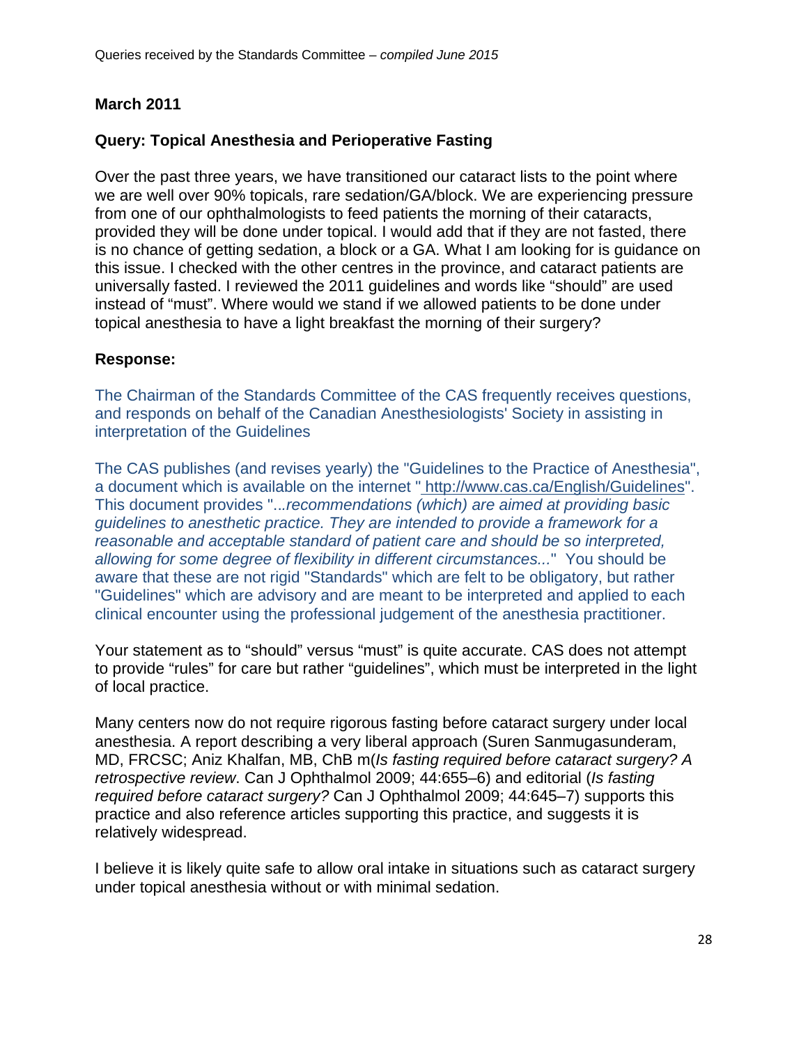**March 2011**

**Query: Topical Anesthesia and Perioperative Fasting**

Over the past three years, we have transitioned our cataract lists to the point where we are well over 90% topicals, rare sedation/GA/block. We are experiencing pressure from one of our ophthalmologists to feed patients the morning of their cataracts, provided they will be done under topical. I would add that if they are not fasted, there is no chance of getting sedation, a block or a GA. What I am looking for is guidance on this issue. I checked with the other centres in the province, and cataract patients are universally fasted. I reviewed the 2011 guidelines and words like "should" are used instead of "must". Where would we stand if we allowed patients to be done under topical anesthesia to have a light breakfast the morning of their surgery?

**Response:**

The Chairman of the Standards Committee of the CAS frequently receives questions, and responds on behalf of the Canadian Anesthesiologists' Society in assisting in interpretation of the Guidelines

The CAS publishes (and revises yearly) the "Guidelines to the Practice of Anesthesia", a document which is available on the internet " http://www.cas.ca/English/Guidelines". This document provides "...*recommendations (which) are aimed at providing basic guidelines to anesthetic practice. They are intended to provide a framework for a reasonable and acceptable standard of patient care and should be so interpreted, allowing for some degree of flexibility in different circumstances...*" You should be aware that these are not rigid "Standards" which are felt to be obligatory, but rather "Guidelines" which are advisory and are meant to be interpreted and applied to each clinical encounter using the professional judgement of the anesthesia practitioner.

Your statement as to "should" versus "must" is quite accurate. CAS does not attempt to provide "rules" for care but rather "guidelines", which must be interpreted in the light of local practice.

Many centers now do not require rigorous fasting before cataract surgery under local anesthesia. A report describing a very liberal approach (Suren Sanmugasunderam, MD, FRCSC; Aniz Khalfan, MB, ChB m(*Is fasting required before cataract surgery? A retrospective review*. Can J Ophthalmol 2009; 44:655–6) and editorial (*Is fasting required before cataract surgery?* Can J Ophthalmol 2009; 44:645–7) supports this practice and also reference articles supporting this practice, and suggests it is relatively widespread.

I believe it is likely quite safe to allow oral intake in situations such as cataract surgery under topical anesthesia without or with minimal sedation.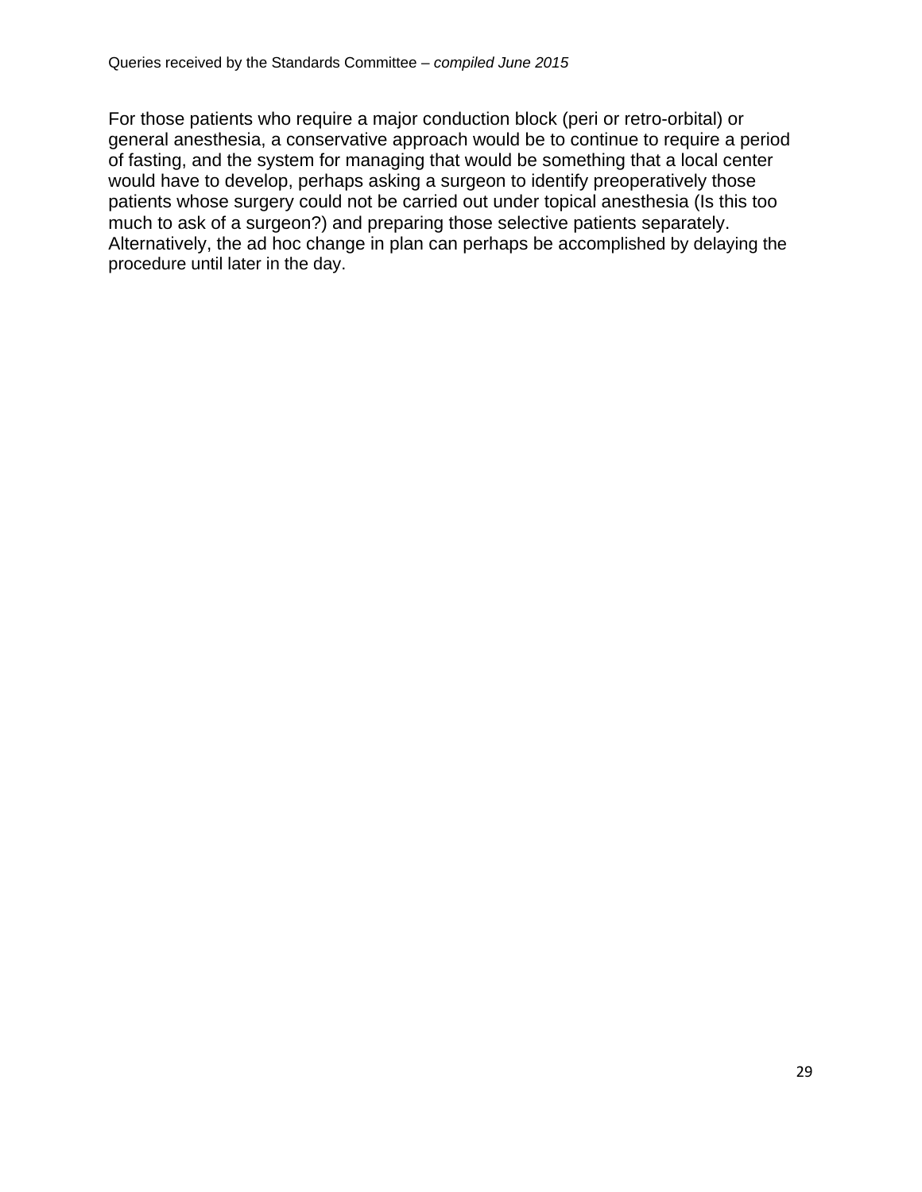For those patients who require a major conduction block (peri or retro-orbital) or general anesthesia, a conservative approach would be to continue to require a period of fasting, and the system for managing that would be something that a local center would have to develop, perhaps asking a surgeon to identify preoperatively those patients whose surgery could not be carried out under topical anesthesia (Is this too much to ask of a surgeon?) and preparing those selective patients separately. Alternatively, the ad hoc change in plan can perhaps be accomplished by delaying the procedure until later in the day.